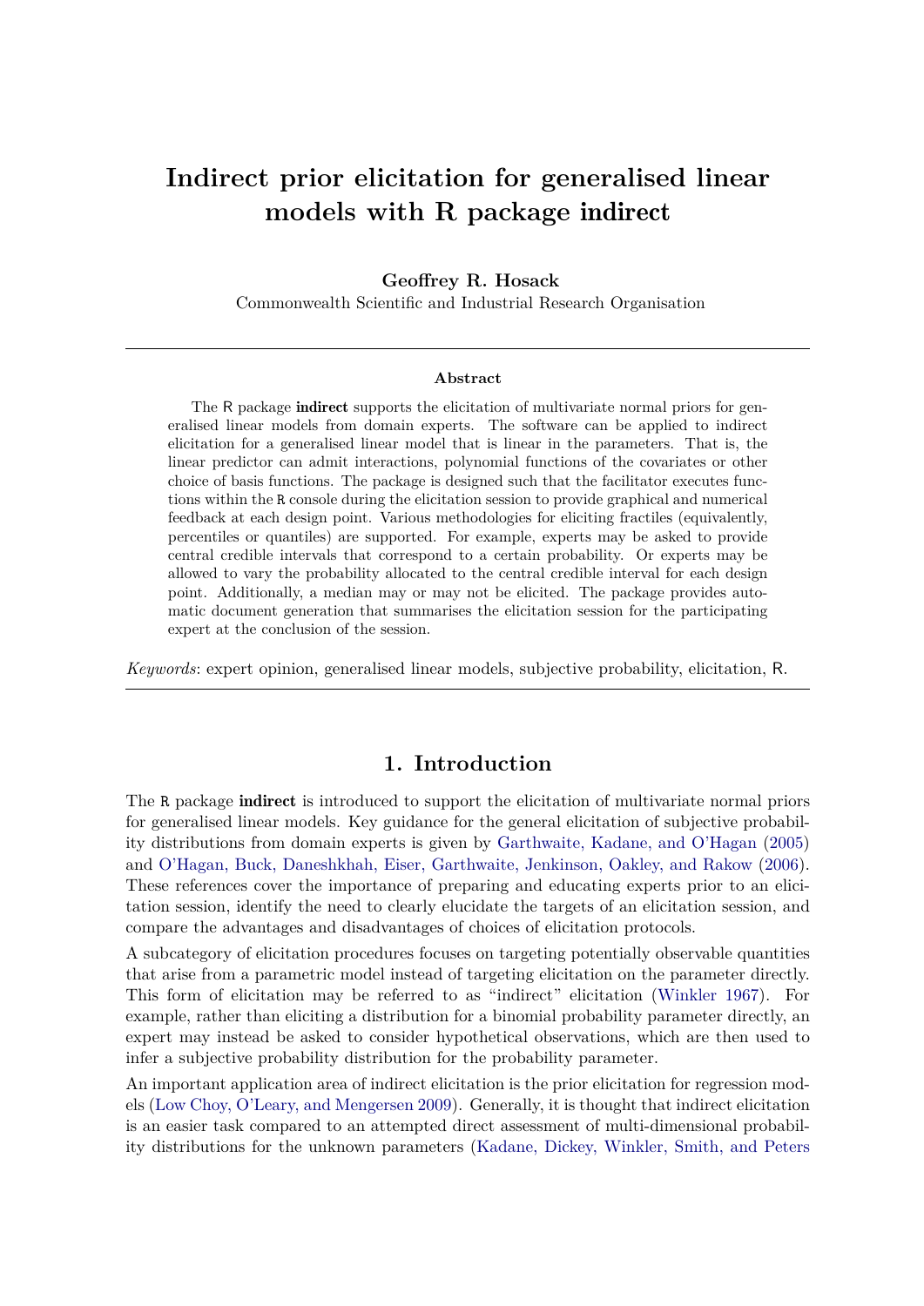# Indirect prior elicitation for generalised linear models with R package indirect

**Geoffrey R. Hosack**

Commonwealth Scientific and Industrial Research Organisation

---

**Abstract**

The R package **indirect** supports the elicitation of multivariate normal priors for generalised linear models from domain experts. The software can be applied to indirect elicitation for a generalised linear model that is linear in the parameters. That is, the linear predictor can admit interactions, polynomial functions of the covariates or other choice of basis functions. The package is designed such that the facilitator executes functions within the R console during the elicitation session to provide graphical and numerical feedback at each design point. Various methodologies for eliciting fractiles (equivalently, percentiles or quantiles) are supported. For example, experts may be asked to provide central credible intervals that correspond to a certain probability. Or experts may be allowed to vary the probability allocated to the central credible interval for each design point. Additionally, a median may or may not be elicited. The package provides automatic document generation that summarises the elicitation session for the participating expert at the conclusion of the session.

*Keywords*: expert opinion, generalised linear models, subjective probability, elicitation, R.

---

## 1. Introduction

The R package **indirect** is introduced to support the elicitation of multivariate normal priors for generalised linear models. Key guidance for the general elicitation of subjective probability distributions from domain experts is given by Garthwaite, Kadane, and O'Hagan (2005) and O'Hagan, Buck, Daneshkhah, Eiser, Garthwaite, Jenkinson, Oakley, and Rakow (2006). These references cover the importance of preparing and educating experts prior to an elicitation session, identify the need to clearly elucidate the targets of an elicitation session, and compare the advantages and disadvantages of choices of elicitation protocols.

A subcategory of elicitation procedures focuses on targeting potentially observable quantities that arise from a parametric model instead of targeting elicitation on the parameter directly. This form of elicitation may be referred to as "indirect" elicitation (Winkler 1967). For example, rather than eliciting a distribution for a binomial probability parameter directly, an expert may instead be asked to consider hypothetical observations, which are then used to infer a subjective probability distribution for the probability parameter.

An important application area of indirect elicitation is the prior elicitation for regression models (Low Choy, O'Leary, and Mengersen 2009). Generally, it is thought that indirect elicitation is an easier task compared to an attempted direct assessment of multi-dimensional probability distributions for the unknown parameters (Kadane, Dickey, Winkler, Smith, and Peters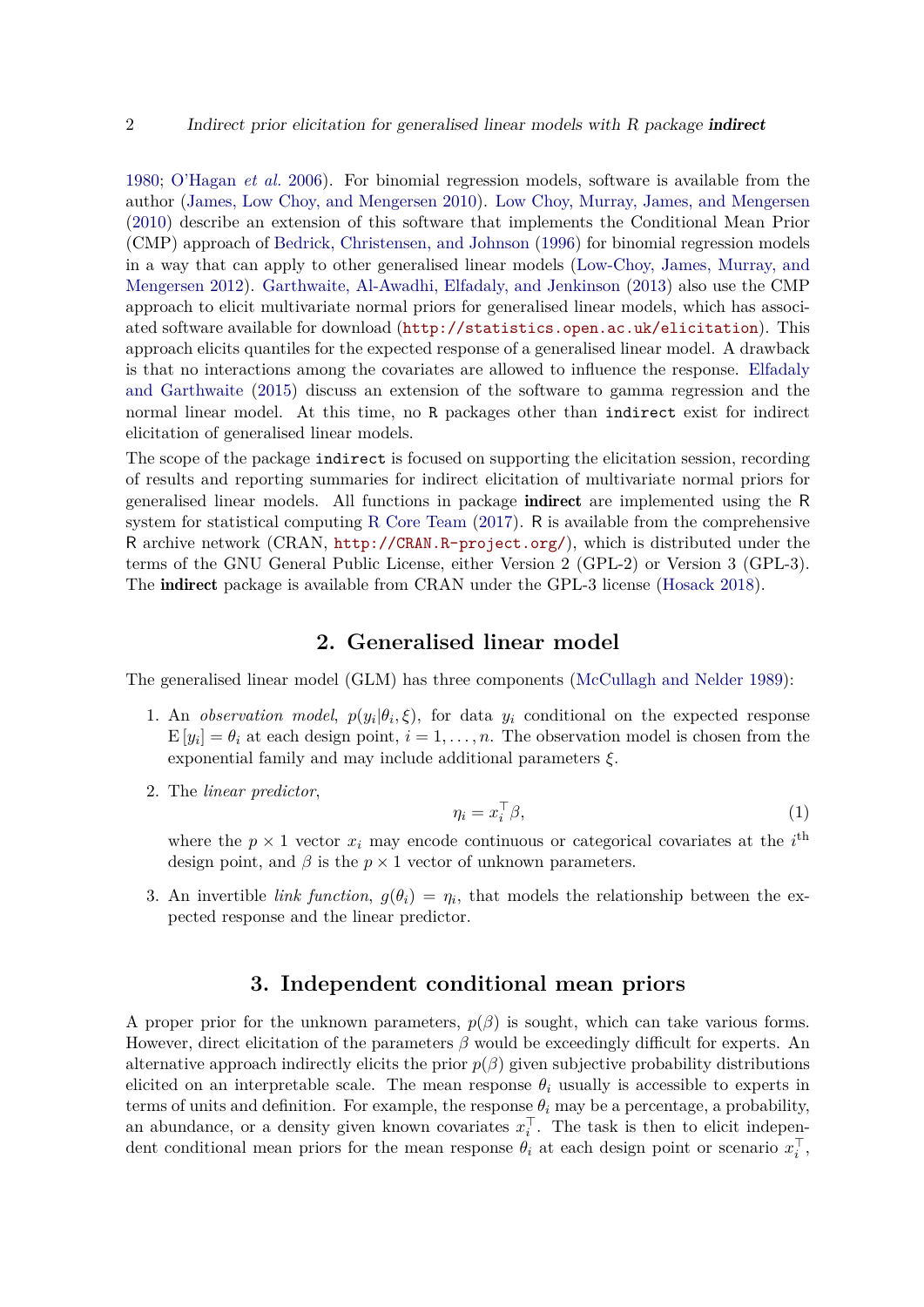1980; O'Hagan *et al.* 2006). For binomial regression models, software is available from the author (James, Low Choy, and Mengersen 2010). Low Choy, Murray, James, and Mengersen (2010) describe an extension of this software that implements the Conditional Mean Prior (CMP) approach of Bedrick, Christensen, and Johnson (1996) for binomial regression models in a way that can apply to other generalised linear models (Low-Choy, James, Murray, and Mengersen 2012). Garthwaite, Al-Awadhi, Elfadaly, and Jenkinson (2013) also use the CMP approach to elicit multivariate normal priors for generalised linear models, which has associated software available for download (http://statistics.open.ac.uk/elicitation). This approach elicits quantiles for the expected response of a generalised linear model. A drawback is that no interactions among the covariates are allowed to influence the response. Elfadaly and Garthwaite (2015) discuss an extension of the software to gamma regression and the normal linear model. At this time, no R packages other than `indirect` exist for indirect elicitation of generalised linear models.

The scope of the package `indirect` is focused on supporting the elicitation session, recording of results and reporting summaries for indirect elicitation of multivariate normal priors for generalised linear models. All functions in package **indirect** are implemented using the R system for statistical computing R Core Team (2017). R is available from the comprehensive R archive network (CRAN, http://CRAN.R-project.org/), which is distributed under the terms of the GNU General Public License, either Version 2 (GPL-2) or Version 3 (GPL-3). The **indirect** package is available from CRAN under the GPL-3 license (Hosack 2018).

## 2. Generalised linear model

The generalised linear model (GLM) has three components (McCullagh and Nelder 1989):

1. An *observation model*, $p(y_i|\theta_i, \xi)$, for data $y_i$ conditional on the expected response $\mathrm{E}[y_i] = \theta_i$ at each design point, $i = 1, \ldots, n$. The observation model is chosen from the exponential family and may include additional parameters $\xi$.

2. The *linear predictor*,
$$\eta_i = x_i^\top \beta, \tag{1}$$
where the $p \times 1$ vector $x_i$ may encode continuous or categorical covariates at the $i^{\text{th}}$ design point, and $\beta$ is the $p \times 1$ vector of unknown parameters.

3. An invertible *link function*, $g(\theta_i) = \eta_i$, that models the relationship between the expected response and the linear predictor.

## 3. Independent conditional mean priors

A proper prior for the unknown parameters, $p(\beta)$ is sought, which can take various forms. However, direct elicitation of the parameters $\beta$ would be exceedingly difficult for experts. An alternative approach indirectly elicits the prior $p(\beta)$ given subjective probability distributions elicited on an interpretable scale. The mean response $\theta_i$ usually is accessible to experts in terms of units and definition. For example, the response $\theta_i$ may be a percentage, a probability, an abundance, or a density given known covariates $x_i^\top$. The task is then to elicit independent conditional mean priors for the mean response $\theta_i$ at each design point or scenario $x_i^\top$,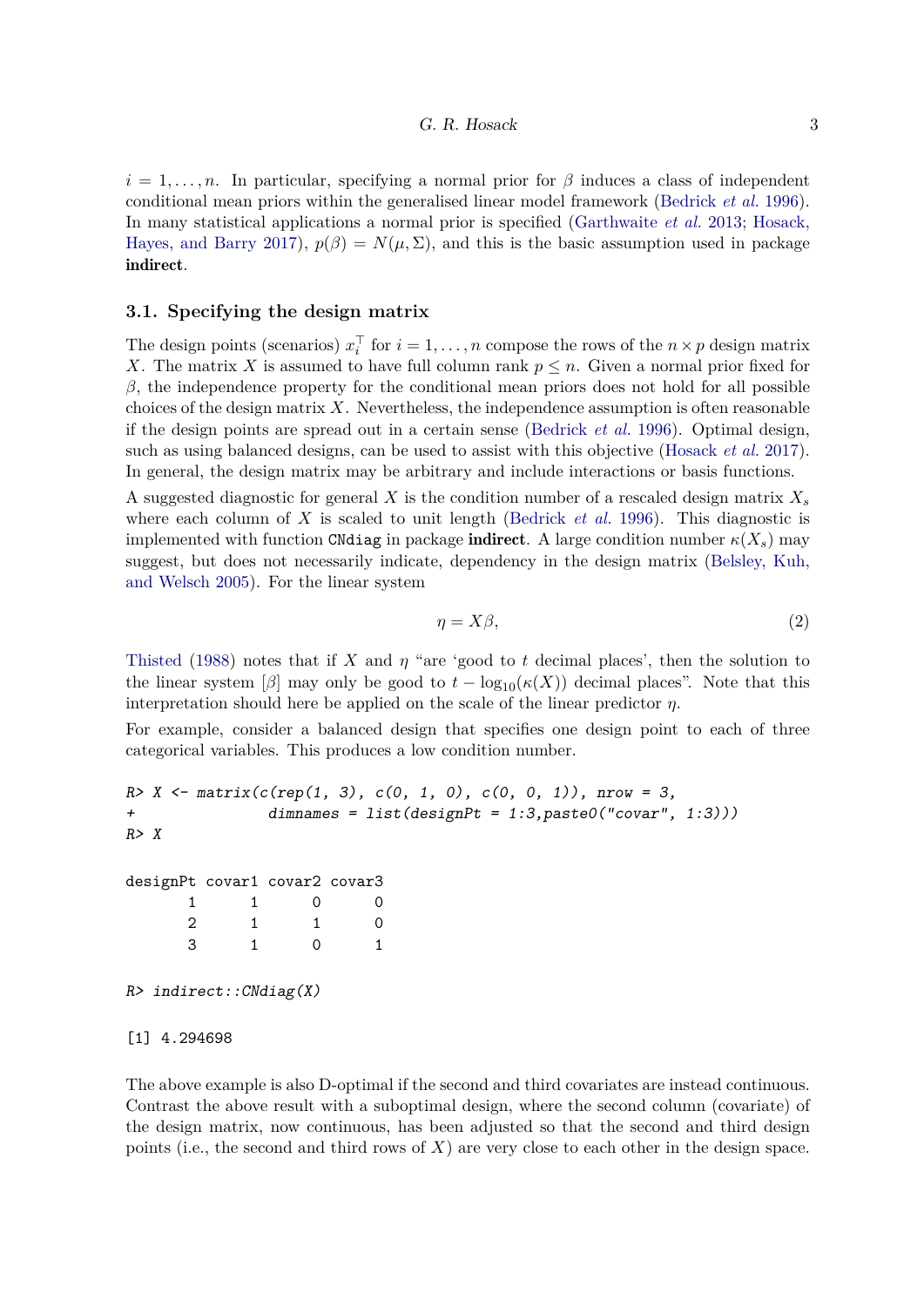$i = 1, \ldots, n$. In particular, specifying a normal prior for $\beta$ induces a class of independent conditional mean priors within the generalised linear model framework (Bedrick *et al.* 1996). In many statistical applications a normal prior is specified (Garthwaite *et al.* 2013; Hosack, Hayes, and Barry 2017), $p(\beta) = N(\mu, \Sigma)$, and this is the basic assumption used in package **indirect**.

### 3.1. Specifying the design matrix

The design points (scenarios) $x_i^\top$ for $i = 1, \ldots, n$ compose the rows of the $n \times p$ design matrix $X$. The matrix $X$ is assumed to have full column rank $p \leq n$. Given a normal prior fixed for $\beta$, the independence property for the conditional mean priors does not hold for all possible choices of the design matrix $X$. Nevertheless, the independence assumption is often reasonable if the design points are spread out in a certain sense (Bedrick *et al.* 1996). Optimal design, such as using balanced designs, can be used to assist with this objective (Hosack *et al.* 2017). In general, the design matrix may be arbitrary and include interactions or basis functions.

A suggested diagnostic for general $X$ is the condition number of a rescaled design matrix $X_s$ where each column of $X$ is scaled to unit length (Bedrick *et al.* 1996). This diagnostic is implemented with function `CNdiag` in package **indirect**. A large condition number $\kappa(X_s)$ may suggest, but does not necessarily indicate, dependency in the design matrix (Belsley, Kuh, and Welsch 2005). For the linear system

$$\eta = X\beta, \tag{2}$$

Thisted (1988) notes that if $X$ and $\eta$ "are 'good to $t$ decimal places', then the solution to the linear system [$\beta$] may only be good to $t - \log_{10}(\kappa(X))$ decimal places". Note that this interpretation should here be applied on the scale of the linear predictor $\eta$.

For example, consider a balanced design that specifies one design point to each of three categorical variables. This produces a low condition number.

```
R> X <- matrix(c(rep(1, 3), c(0, 1, 0), c(0, 0, 1)), nrow = 3,
+              dimnames = list(designPt = 1:3,paste0("covar", 1:3)))
R> X

designPt covar1 covar2 covar3
       1      1      0      0
       2      1      1      0
       3      1      0      1

R> indirect::CNdiag(X)

[1] 4.294698
```

The above example is also D-optimal if the second and third covariates are instead continuous. Contrast the above result with a suboptimal design, where the second column (covariate) of the design matrix, now continuous, has been adjusted so that the second and third design points (i.e., the second and third rows of $X$) are very close to each other in the design space.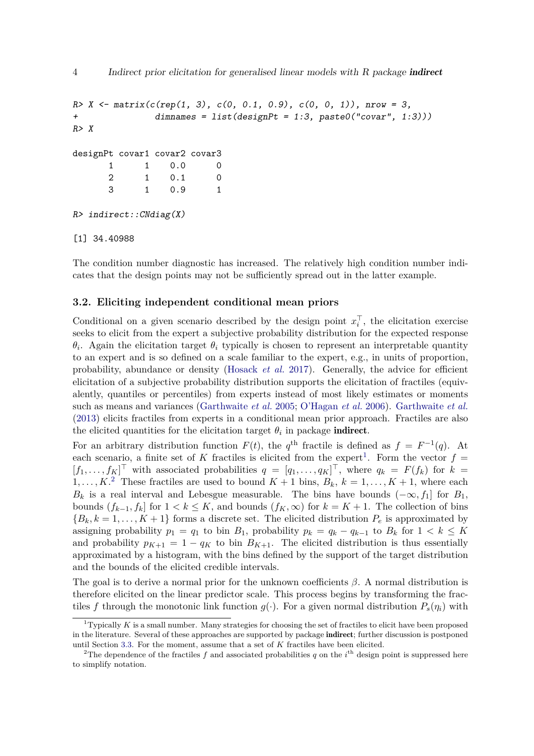```
R> X <- matrix(c(rep(1, 3), c(0, 0.1, 0.9), c(0, 0, 1)), nrow = 3,
+              dimnames = list(designPt = 1:3, paste0("covar", 1:3)))
R> X

designPt covar1 covar2 covar3
       1      1    0.0      0
       2      1    0.1      0
       3      1    0.9      1

R> indirect::CNdiag(X)

[1] 34.40988
```

The condition number diagnostic has increased. The relatively high condition number indicates that the design points may not be sufficiently spread out in the latter example.

### 3.2. Eliciting independent conditional mean priors

Conditional on a given scenario described by the design point $x_i^\top$, the elicitation exercise seeks to elicit from the expert a subjective probability distribution for the expected response $\theta_i$. Again the elicitation target $\theta_i$ typically is chosen to represent an interpretable quantity to an expert and is so defined on a scale familiar to the expert, e.g., in units of proportion, probability, abundance or density (Hosack *et al.* 2017). Generally, the advice for efficient elicitation of a subjective probability distribution supports the elicitation of fractiles (equivalently, quantiles or percentiles) from experts instead of most likely estimates or moments such as means and variances (Garthwaite *et al.* 2005; O'Hagan *et al.* 2006). Garthwaite *et al.* (2013) elicits fractiles from experts in a conditional mean prior approach. Fractiles are also the elicited quantities for the elicitation target $\theta_i$ in package **indirect**.

For an arbitrary distribution function $F(t)$, the $q^{\text{th}}$ fractile is defined as $f = F^{-1}(q)$. At each scenario, a finite set of $K$ fractiles is elicited from the expert[1]. Form the vector $f = [f_1, \ldots, f_K]^\top$ with associated probabilities $q = [q_1, \ldots, q_K]^\top$, where $q_k = F(f_k)$ for $k = 1, \ldots, K$.[2] These fractiles are used to bound $K+1$ bins, $B_k$, $k = 1, \ldots, K+1$, where each $B_k$ is a real interval and Lebesgue measurable. The bins have bounds $(-\infty, f_1]$ for $B_1$, bounds $(f_{k-1}, f_k]$ for $1 < k \leq K$, and bounds $(f_K, \infty)$ for $k = K+1$. The collection of bins $\{B_k, k = 1, \ldots, K+1\}$ forms a discrete set. The elicited distribution $P_e$ is approximated by assigning probability $p_1 = q_1$ to bin $B_1$, probability $p_k = q_k - q_{k-1}$ to $B_k$ for $1 < k \leq K$ and probability $p_{K+1} = 1 - q_K$ to bin $B_{K+1}$. The elicited distribution is thus essentially approximated by a histogram, with the bins defined by the support of the target distribution and the bounds of the elicited credible intervals.

The goal is to derive a normal prior for the unknown coefficients $\beta$. A normal distribution is therefore elicited on the linear predictor scale. This process begins by transforming the fractiles $f$ through the monotonic link function $g(\cdot)$. For a given normal distribution $P_s(\eta_i)$ with

[1] Typically $K$ is a small number. Many strategies for choosing the set of fractiles to elicit have been proposed in the literature. Several of these approaches are supported by package **indirect**; further discussion is postponed until Section 3.3. For the moment, assume that a set of $K$ fractiles have been elicited.

[2] The dependence of the fractiles $f$ and associated probabilities $q$ on the $i^{\text{th}}$ design point is suppressed here to simplify notation.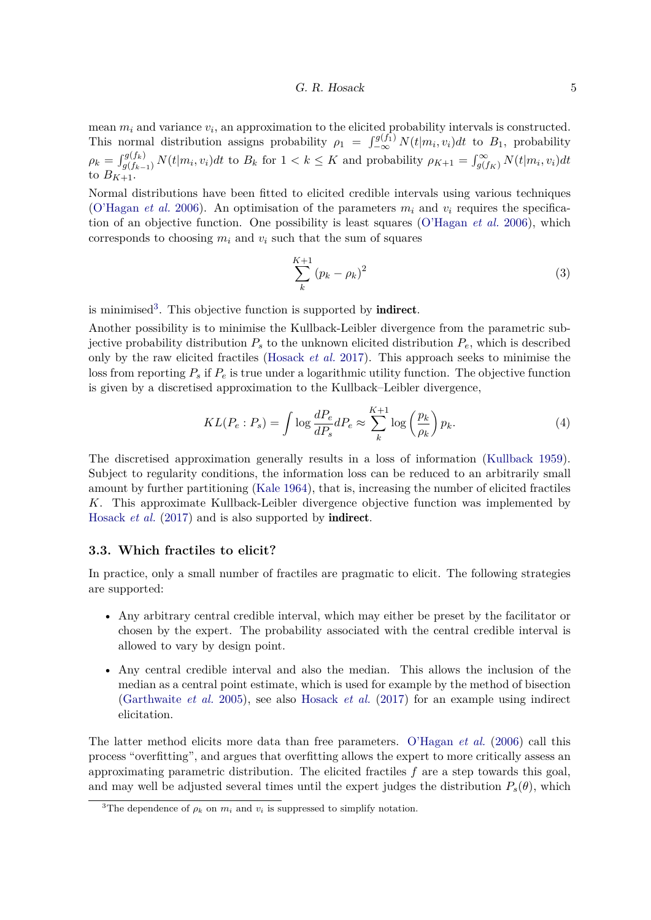mean $m_i$ and variance $v_i$, an approximation to the elicited probability intervals is constructed. This normal distribution assigns probability $\rho_1 = \int_{-\infty}^{g(f_1)} N(t|m_i, v_i)dt$ to $B_1$, probability $\rho_k = \int_{g(f_{k-1})}^{g(f_k)} N(t|m_i, v_i)dt$ to $B_k$ for $1 < k \leq K$ and probability $\rho_{K+1} = \int_{g(f_K)}^{\infty} N(t|m_i, v_i)dt$ to $B_{K+1}$.

Normal distributions have been fitted to elicited credible intervals using various techniques (O'Hagan *et al.* 2006). An optimisation of the parameters $m_i$ and $v_i$ requires the specification of an objective function. One possibility is least squares (O'Hagan *et al.* 2006), which corresponds to choosing $m_i$ and $v_i$ such that the sum of squares

$$\sum_{k}^{K+1} (p_k - \rho_k)^2 \tag{3}$$

is minimised[3]. This objective function is supported by **indirect**.

Another possibility is to minimise the Kullback-Leibler divergence from the parametric subjective probability distribution $P_s$ to the unknown elicited distribution $P_e$, which is described only by the raw elicited fractiles (Hosack *et al.* 2017). This approach seeks to minimise the loss from reporting $P_s$ if $P_e$ is true under a logarithmic utility function. The objective function is given by a discretised approximation to the Kullback–Leibler divergence,

$$KL(P_e : P_s) = \int \log \frac{dP_e}{dP_s} dP_e \approx \sum_{k}^{K+1} \log \left( \frac{p_k}{\rho_k} \right) p_k. \tag{4}$$

The discretised approximation generally results in a loss of information (Kullback 1959). Subject to regularity conditions, the information loss can be reduced to an arbitrarily small amount by further partitioning (Kale 1964), that is, increasing the number of elicited fractiles $K$. This approximate Kullback-Leibler divergence objective function was implemented by Hosack *et al.* (2017) and is also supported by **indirect**.

### 3.3. Which fractiles to elicit?

In practice, only a small number of fractiles are pragmatic to elicit. The following strategies are supported:

- Any arbitrary central credible interval, which may either be preset by the facilitator or chosen by the expert. The probability associated with the central credible interval is allowed to vary by design point.
- Any central credible interval and also the median. This allows the inclusion of the median as a central point estimate, which is used for example by the method of bisection (Garthwaite *et al.* 2005), see also Hosack *et al.* (2017) for an example using indirect elicitation.

The latter method elicits more data than free parameters. O'Hagan *et al.* (2006) call this process "overfitting", and argues that overfitting allows the expert to more critically assess an approximating parametric distribution. The elicited fractiles $f$ are a step towards this goal, and may well be adjusted several times until the expert judges the distribution $P_s(\theta)$, which

[3]The dependence of $\rho_k$ on $m_i$ and $v_i$ is suppressed to simplify notation.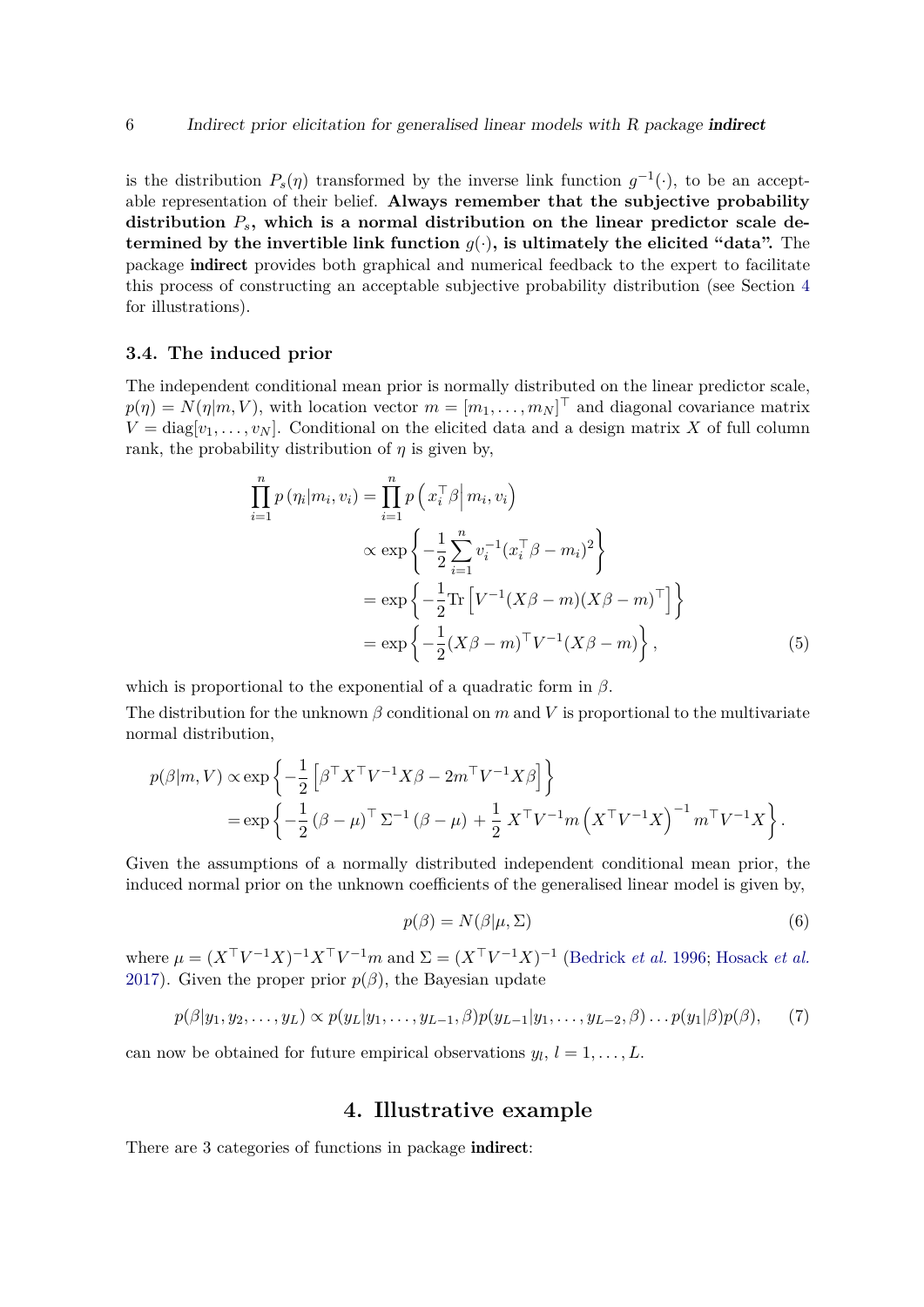is the distribution $P_s(\eta)$ transformed by the inverse link function $g^{-1}(\cdot)$, to be an acceptable representation of their belief. **Always remember that the subjective probability distribution $P_s$, which is a normal distribution on the linear predictor scale determined by the invertible link function $g(\cdot)$, is ultimately the elicited "data".** The package **indirect** provides both graphical and numerical feedback to the expert to facilitate this process of constructing an acceptable subjective probability distribution (see Section 4 for illustrations).

### 3.4. The induced prior

The independent conditional mean prior is normally distributed on the linear predictor scale, $p(\eta) = N(\eta|m, V)$, with location vector $m = [m_1, \ldots, m_N]^\top$ and diagonal covariance matrix $V = \text{diag}[v_1, \ldots, v_N]$. Conditional on the elicited data and a design matrix $X$ of full column rank, the probability distribution of $\eta$ is given by,

$$
\begin{aligned}
\prod_{i=1}^{n} p\left(\eta_i | m_i, v_i\right) &= \prod_{i=1}^{n} p\left(x_i^\top \beta \middle| m_i, v_i\right) \\
&\propto \exp\left\{-\frac{1}{2}\sum_{i=1}^{n} v_i^{-1}(x_i^\top \beta - m_i)^2\right\} \\
&= \exp\left\{-\frac{1}{2}\text{Tr}\left[V^{-1}(X\beta - m)(X\beta - m)^\top\right]\right\} \\
&= \exp\left\{-\frac{1}{2}(X\beta - m)^\top V^{-1}(X\beta - m)\right\},
\end{aligned} \tag{5}
$$

which is proportional to the exponential of a quadratic form in $\beta$.

The distribution for the unknown $\beta$ conditional on $m$ and $V$ is proportional to the multivariate normal distribution,

$$
\begin{aligned}
p(\beta | m, V) &\propto \exp\left\{-\frac{1}{2}\left[\beta^\top X^\top V^{-1} X\beta - 2m^\top V^{-1} X\beta\right]\right\} \\
&= \exp\left\{-\frac{1}{2}\left(\beta - \mu\right)^\top \Sigma^{-1}\left(\beta - \mu\right) + \frac{1}{2}\, X^\top V^{-1} m \left(X^\top V^{-1} X\right)^{-1} m^\top V^{-1} X\right\}.
\end{aligned}
$$

Given the assumptions of a normally distributed independent conditional mean prior, the induced normal prior on the unknown coefficients of the generalised linear model is given by,

$$
p(\beta) = N(\beta|\mu, \Sigma) \tag{6}
$$

where $\mu = (X^\top V^{-1} X)^{-1} X^\top V^{-1} m$ and $\Sigma = (X^\top V^{-1} X)^{-1}$ (Bedrick *et al.* 1996; Hosack *et al.* 2017). Given the proper prior $p(\beta)$, the Bayesian update

$$
p(\beta | y_1, y_2, \ldots, y_L) \propto p(y_L | y_1, \ldots, y_{L-1}, \beta) p(y_{L-1} | y_1, \ldots, y_{L-2}, \beta) \ldots p(y_1 | \beta) p(\beta), \tag{7}
$$

can now be obtained for future empirical observations $y_l$, $l = 1, \ldots, L$.

## 4. Illustrative example

There are 3 categories of functions in package **indirect**: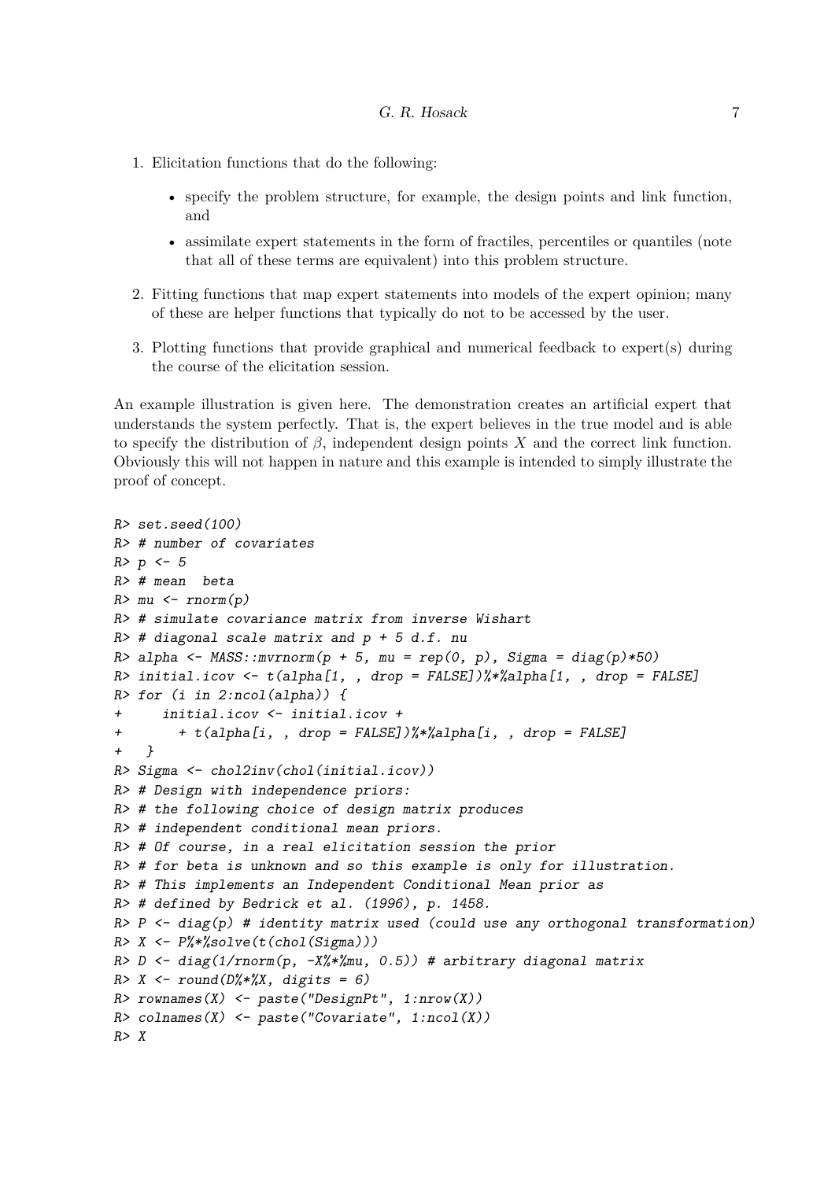1. Elicitation functions that do the following:

   - specify the problem structure, for example, the design points and link function, and
   - assimilate expert statements in the form of fractiles, percentiles or quantiles (note that all of these terms are equivalent) into this problem structure.

2. Fitting functions that map expert statements into models of the expert opinion; many of these are helper functions that typically do not to be accessed by the user.

3. Plotting functions that provide graphical and numerical feedback to expert(s) during the course of the elicitation session.

An example illustration is given here. The demonstration creates an artificial expert that understands the system perfectly. That is, the expert believes in the true model and is able to specify the distribution of $\beta$, independent design points $X$ and the correct link function. Obviously this will not happen in nature and this example is intended to simply illustrate the proof of concept.

```
R> set.seed(100)
R> # number of covariates
R> p <- 5
R> # mean  beta
R> mu <- rnorm(p)
R> # simulate covariance matrix from inverse Wishart
R> # diagonal scale matrix and p + 5 d.f. nu
R> alpha <- MASS::mvrnorm(p + 5, mu = rep(0, p), Sigma = diag(p)*50)
R> initial.icov <- t(alpha[1, , drop = FALSE])%*%alpha[1, , drop = FALSE]
R> for (i in 2:ncol(alpha)) {
+     initial.icov <- initial.icov +
+       + t(alpha[i, , drop = FALSE])%*%alpha[i, , drop = FALSE]
+   }
R> Sigma <- chol2inv(chol(initial.icov))
R> # Design with independence priors:
R> # the following choice of design matrix produces
R> # independent conditional mean priors.
R> # Of course, in a real elicitation session the prior
R> # for beta is unknown and so this example is only for illustration.
R> # This implements an Independent Conditional Mean prior as
R> # defined by Bedrick et al. (1996), p. 1458.
R> P <- diag(p) # identity matrix used (could use any orthogonal transformation)
R> X <- P%*%solve(t(chol(Sigma)))
R> D <- diag(1/rnorm(p, -X%*%mu, 0.5)) # arbitrary diagonal matrix
R> X <- round(D%*%X, digits = 6)
R> rownames(X) <- paste("DesignPt", 1:nrow(X))
R> colnames(X) <- paste("Covariate", 1:ncol(X))
R> X
```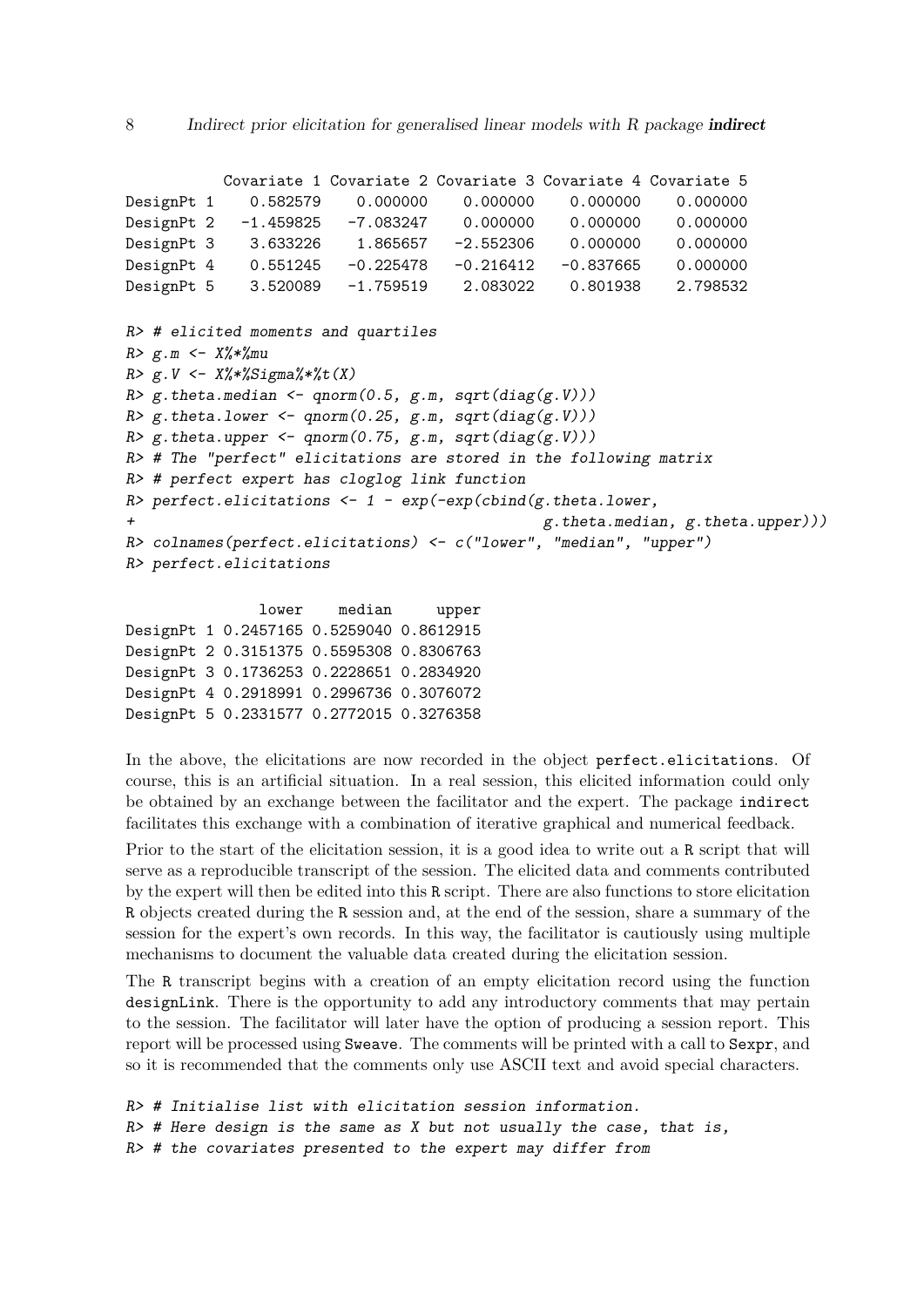```
           Covariate 1 Covariate 2 Covariate 3 Covariate 4 Covariate 5
DesignPt 1    0.582579    0.000000    0.000000    0.000000    0.000000
DesignPt 2   -1.459825   -7.083247    0.000000    0.000000    0.000000
DesignPt 3    3.633226    1.865657   -2.552306    0.000000    0.000000
DesignPt 4    0.551245   -0.225478   -0.216412   -0.837665    0.000000
DesignPt 5    3.520089   -1.759519    2.083022    0.801938    2.798532
```

```
R> # elicited moments and quartiles
R> g.m <- X%*%mu
R> g.V <- X%*%Sigma%*%t(X)
R> g.theta.median <- qnorm(0.5, g.m, sqrt(diag(g.V)))
R> g.theta.lower <- qnorm(0.25, g.m, sqrt(diag(g.V)))
R> g.theta.upper <- qnorm(0.75, g.m, sqrt(diag(g.V)))
R> # The "perfect" elicitations are stored in the following matrix
R> # perfect expert has cloglog link function
R> perfect.elicitations <- 1 - exp(-exp(cbind(g.theta.lower,
+                                             g.theta.median, g.theta.upper)))
R> colnames(perfect.elicitations) <- c("lower", "median", "upper")
R> perfect.elicitations
```

```
               lower    median     upper
DesignPt 1 0.2457165 0.5259040 0.8612915
DesignPt 2 0.3151375 0.5595308 0.8306763
DesignPt 3 0.1736253 0.2228651 0.2834920
DesignPt 4 0.2918991 0.2996736 0.3076072
DesignPt 5 0.2331577 0.2772015 0.3276358
```

In the above, the elicitations are now recorded in the object `perfect.elicitations`. Of course, this is an artificial situation. In a real session, this elicited information could only be obtained by an exchange between the facilitator and the expert. The package `indirect` facilitates this exchange with a combination of iterative graphical and numerical feedback.

Prior to the start of the elicitation session, it is a good idea to write out a R script that will serve as a reproducible transcript of the session. The elicited data and comments contributed by the expert will then be edited into this R script. There are also functions to store elicitation R objects created during the R session and, at the end of the session, share a summary of the session for the expert's own records. In this way, the facilitator is cautiously using multiple mechanisms to document the valuable data created during the elicitation session.

The R transcript begins with a creation of an empty elicitation record using the function `designLink`. There is the opportunity to add any introductory comments that may pertain to the session. The facilitator will later have the option of producing a session report. This report will be processed using `Sweave`. The comments will be printed with a call to `Sexpr`, and so it is recommended that the comments only use ASCII text and avoid special characters.

```
R> # Initialise list with elicitation session information.
R> # Here design is the same as X but not usually the case, that is,
R> # the covariates presented to the expert may differ from
```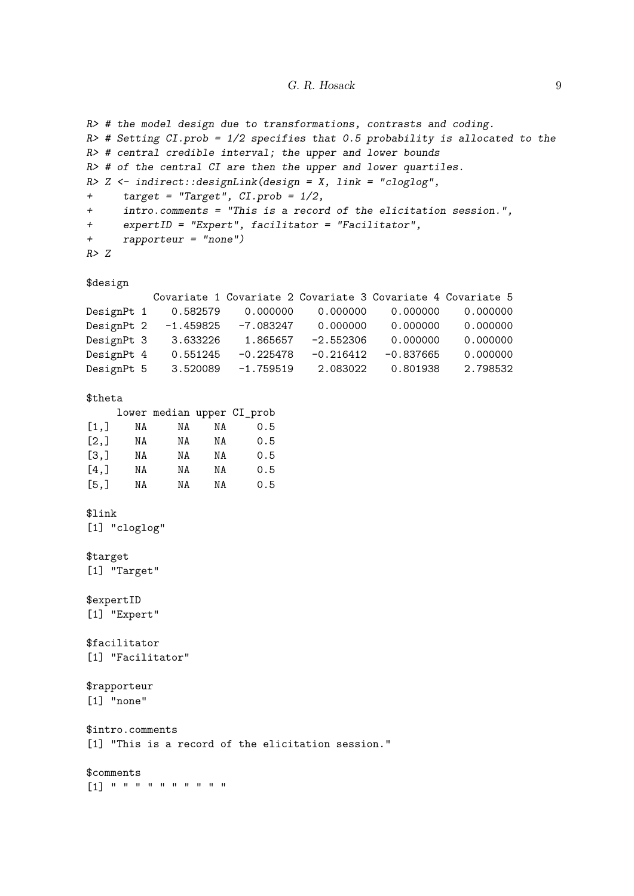```
R> # the model design due to transformations, contrasts and coding.
R> # Setting CI.prob = 1/2 specifies that 0.5 probability is allocated to the
R> # central credible interval; the upper and lower bounds
R> # of the central CI are then the upper and lower quartiles.
R> Z <- indirect::designLink(design = X, link = "cloglog",
+     target = "Target", CI.prob = 1/2,
+     intro.comments = "This is a record of the elicitation session.",
+     expertID = "Expert", facilitator = "Facilitator",
+     rapporteur = "none")
R> Z

$design
           Covariate 1 Covariate 2 Covariate 3 Covariate 4 Covariate 5
DesignPt 1    0.582579    0.000000    0.000000    0.000000    0.000000
DesignPt 2   -1.459825   -7.083247    0.000000    0.000000    0.000000
DesignPt 3    3.633226    1.865657   -2.552306    0.000000    0.000000
DesignPt 4    0.551245   -0.225478   -0.216412   -0.837665    0.000000
DesignPt 5    3.520089   -1.759519    2.083022    0.801938    2.798532

$theta
     lower median upper CI_prob
[1,]    NA     NA    NA     0.5
[2,]    NA     NA    NA     0.5
[3,]    NA     NA    NA     0.5
[4,]    NA     NA    NA     0.5
[5,]    NA     NA    NA     0.5

$link
[1] "cloglog"

$target
[1] "Target"

$expertID
[1] "Expert"

$facilitator
[1] "Facilitator"

$rapporteur
[1] "none"

$intro.comments
[1] "This is a record of the elicitation session."

$comments
[1] " " " " " " " " " "
```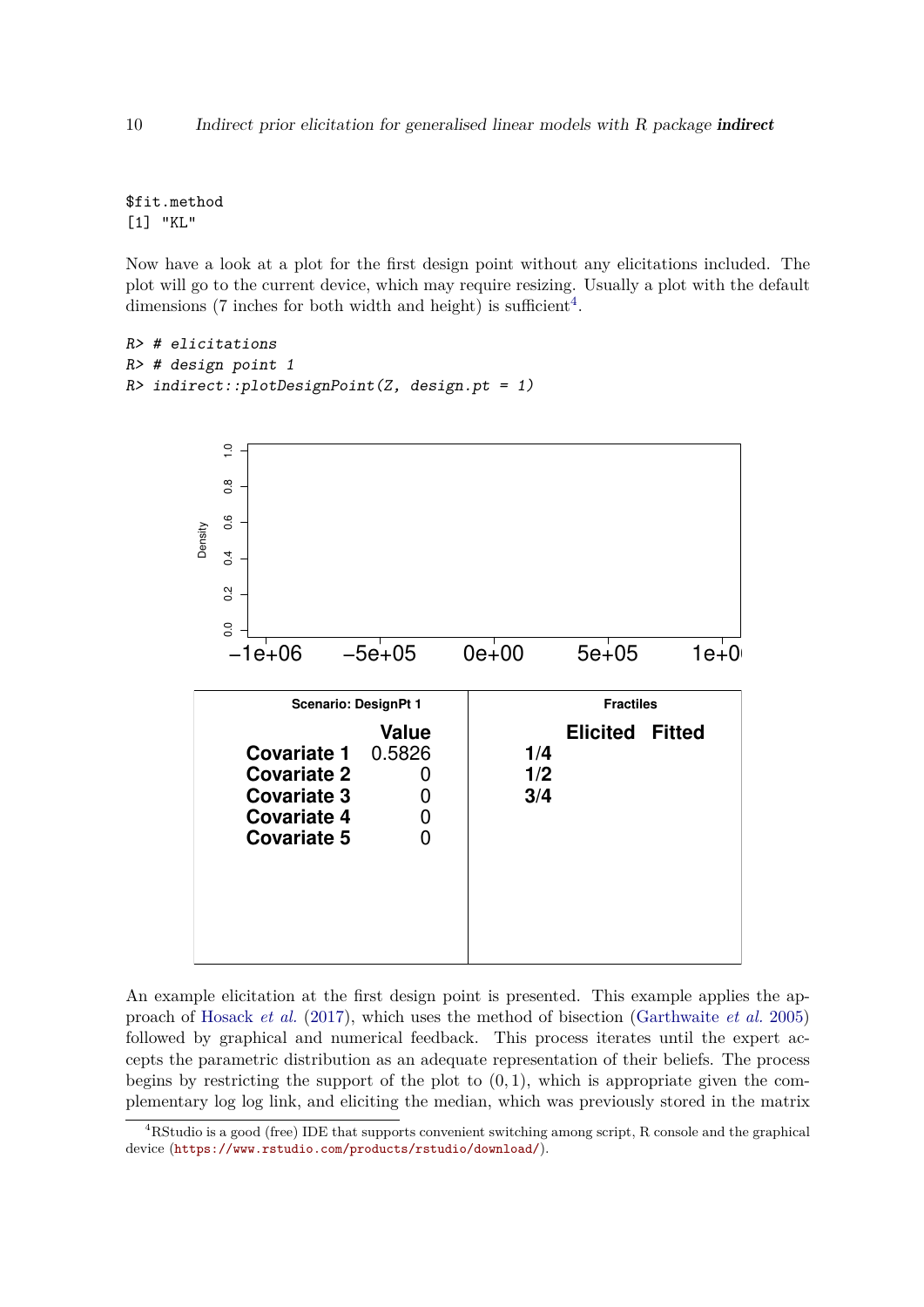```
$fit.method
[1] "KL"
```

Now have a look at a plot for the first design point without any elicitations included. The plot will go to the current device, which may require resizing. Usually a plot with the default dimensions (7 inches for both width and height) is sufficient[4].

```
R> # elicitations
R> # design point 1
R> indirect::plotDesignPoint(Z, design.pt = 1)
```

Density

0.0
0.2
0.4
0.6
0.8
1.0

−1e+06
−5e+05
0e+00
5e+05
1e+0

Scenario: DesignPt 1

Value
Covariate 1 0.5826
Covariate 2 0
Covariate 3 0
Covariate 4 0
Covariate 5 0

Fractiles

Elicited Fitted
1/4
1/2
3/4

An example elicitation at the first design point is presented. This example applies the approach of Hosack *et al.* (2017), which uses the method of bisection (Garthwaite *et al.* 2005) followed by graphical and numerical feedback. This process iterates until the expert accepts the parametric distribution as an adequate representation of their beliefs. The process begins by restricting the support of the plot to $(0, 1)$, which is appropriate given the complementary log log link, and eliciting the median, which was previously stored in the matrix

[4] RStudio is a good (free) IDE that supports convenient switching among script, R console and the graphical device (https://www.rstudio.com/products/rstudio/download/).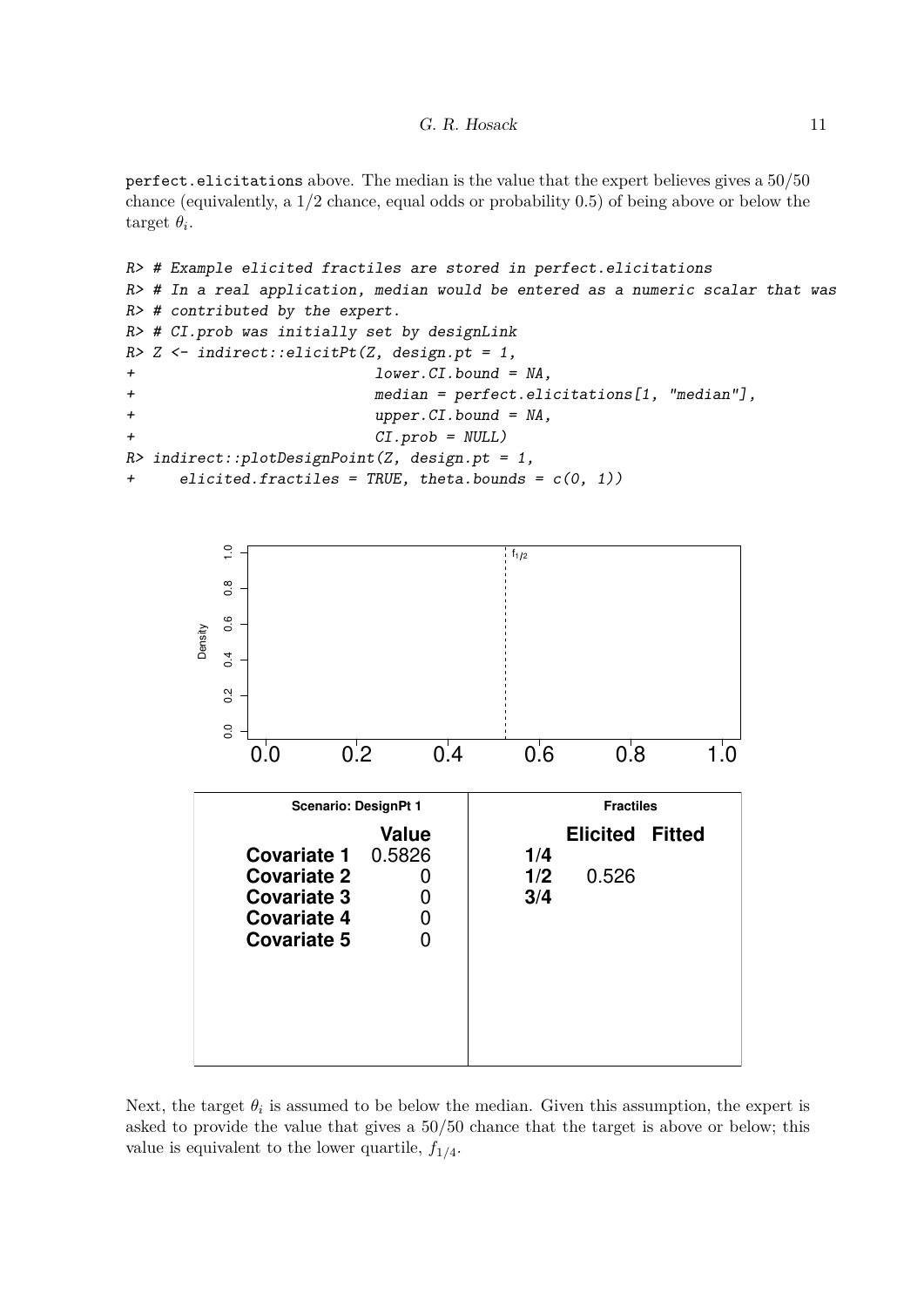perfect.elicitations above. The median is the value that the expert believes gives a 50/50 chance (equivalently, a 1/2 chance, equal odds or probability 0.5) of being above or below the target $\theta_i$.

```
R> # Example elicited fractiles are stored in perfect.elicitations
R> # In a real application, median would be entered as a numeric scalar that was
R> # contributed by the expert.
R> # CI.prob was initially set by designLink
R> Z <- indirect::elicitPt(Z, design.pt = 1,
+                          lower.CI.bound = NA,
+                          median = perfect.elicitations[1, "median"],
+                          upper.CI.bound = NA,
+                          CI.prob = NULL)
R> indirect::plotDesignPoint(Z, design.pt = 1,
+     elicited.fractiles = TRUE, theta.bounds = c(0, 1))
```

Density

1.0
0.8
0.6
0.4
0.2
0.0

$f_{1/2}$

0.0 0.2 0.4 0.6 0.8 1.0

Scenario: DesignPt 1

| | Value |
|---|---|
| **Covariate 1** | 0.5826 |
| **Covariate 2** | 0 |
| **Covariate 3** | 0 |
| **Covariate 4** | 0 |
| **Covariate 5** | 0 |

Fractiles

| | Elicited | Fitted |
|---|---|---|
| **1/4** | | |
| **1/2** | 0.526 | |
| **3/4** | | |

Next, the target $\theta_i$ is assumed to be below the median. Given this assumption, the expert is asked to provide the value that gives a 50/50 chance that the target is above or below; this value is equivalent to the lower quartile, $f_{1/4}$.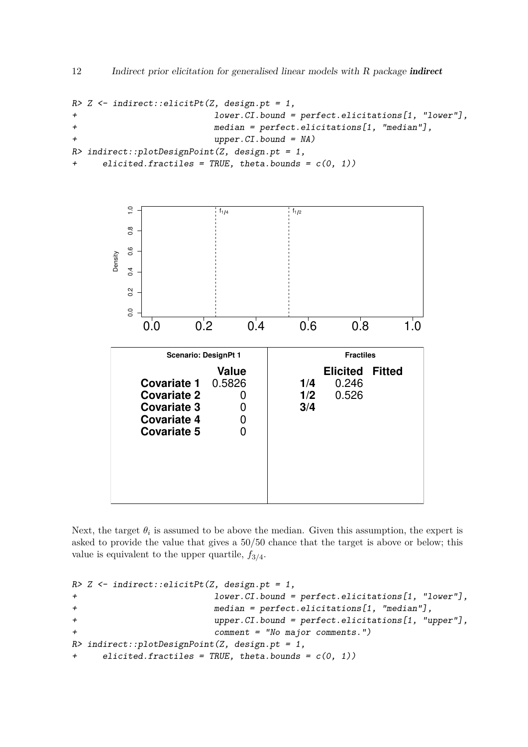```
R> Z <- indirect::elicitPt(Z, design.pt = 1,
+                          lower.CI.bound = perfect.elicitations[1, "lower"],
+                          median = perfect.elicitations[1, "median"],
+                          upper.CI.bound = NA)
R> indirect::plotDesignPoint(Z, design.pt = 1,
+     elicited.fractiles = TRUE, theta.bounds = c(0, 1))
```

Density

0.0 0.2 0.4 0.6 0.8 1.0

$f_{1/4}$ $f_{1/2}$

0.0 0.2 0.4 0.6 0.8 1.0

**Scenario: DesignPt 1**

Value

Covariate 1 0.5826

Covariate 2 0

Covariate 3 0

Covariate 4 0

Covariate 5 0

**Fractiles**

Elicited Fitted

1/4 0.246

1/2 0.526

3/4

Next, the target $\theta_i$ is assumed to be above the median. Given this assumption, the expert is asked to provide the value that gives a 50/50 chance that the target is above or below; this value is equivalent to the upper quartile, $f_{3/4}$.

```
R> Z <- indirect::elicitPt(Z, design.pt = 1,
+                          lower.CI.bound = perfect.elicitations[1, "lower"],
+                          median = perfect.elicitations[1, "median"],
+                          upper.CI.bound = perfect.elicitations[1, "upper"],
+                          comment = "No major comments.")
R> indirect::plotDesignPoint(Z, design.pt = 1,
+     elicited.fractiles = TRUE, theta.bounds = c(0, 1))
```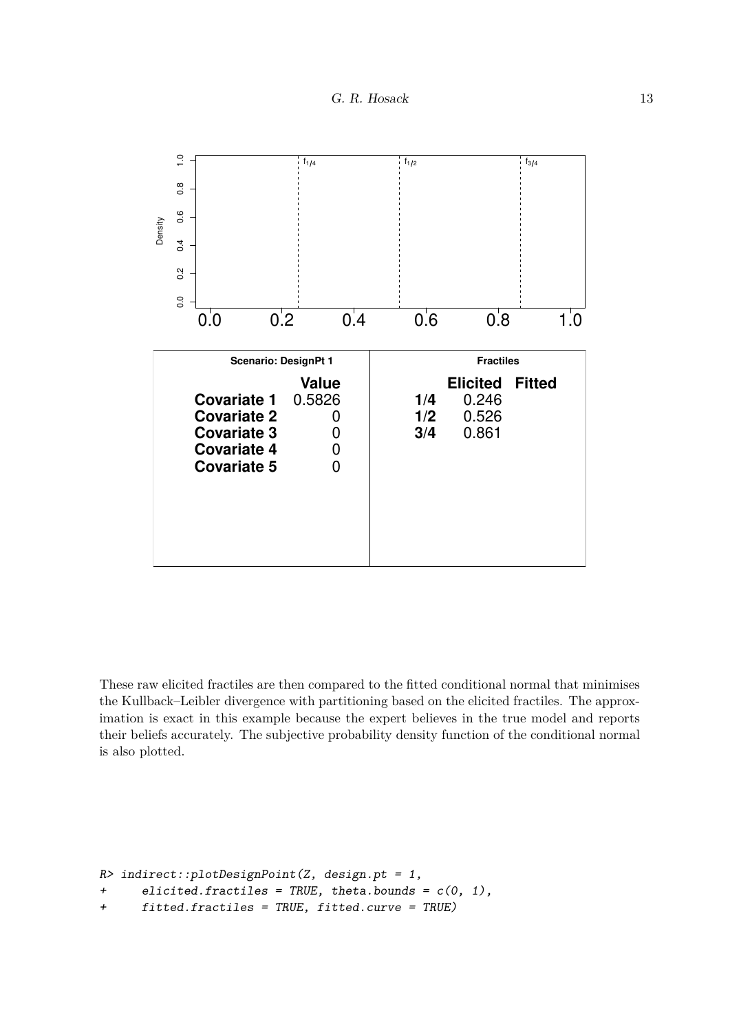| Scenario: DesignPt 1 | | | Fractiles | | |
|---|---|---|---|---|---|
| | **Value** | | | **Elicited** | **Fitted** |
| **Covariate 1** | 0.5826 | | **1/4** | 0.246 | |
| **Covariate 2** | 0 | | **1/2** | 0.526 | |
| **Covariate 3** | 0 | | **3/4** | 0.861 | |
| **Covariate 4** | 0 | | | | |
| **Covariate 5** | 0 | | | | |

These raw elicited fractiles are then compared to the fitted conditional normal that minimises the Kullback–Leibler divergence with partitioning based on the elicited fractiles. The approximation is exact in this example because the expert believes in the true model and reports their beliefs accurately. The subjective probability density function of the conditional normal is also plotted.

```
R> indirect::plotDesignPoint(Z, design.pt = 1,
+     elicited.fractiles = TRUE, theta.bounds = c(0, 1),
+     fitted.fractiles = TRUE, fitted.curve = TRUE)
```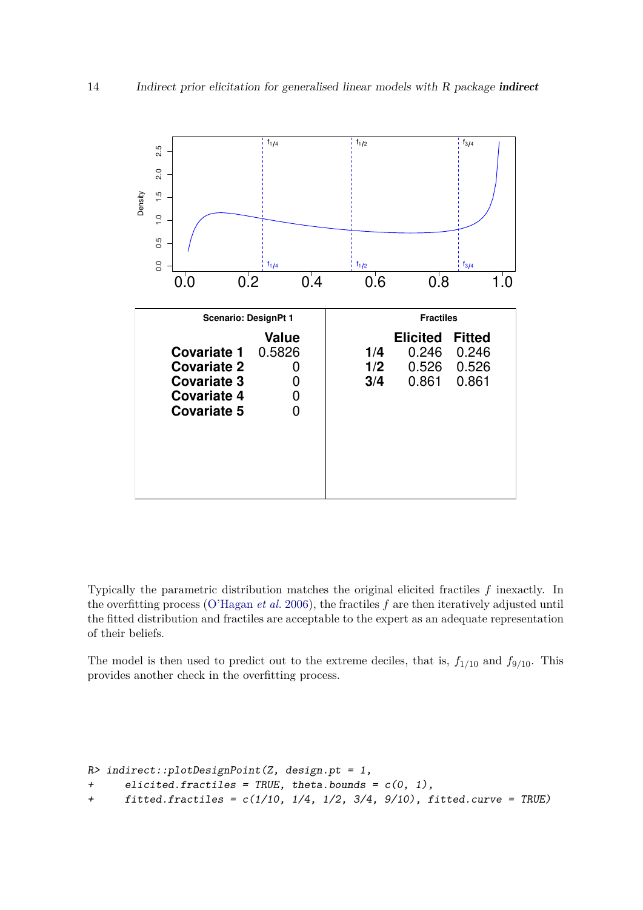| Scenario: DesignPt 1 | Value |
|---|---|
| **Covariate 1** | 0.5826 |
| **Covariate 2** | 0 |
| **Covariate 3** | 0 |
| **Covariate 4** | 0 |
| **Covariate 5** | 0 |

| Fractiles | Elicited | Fitted |
|---|---|---|
| **1/4** | 0.246 | 0.246 |
| **1/2** | 0.526 | 0.526 |
| **3/4** | 0.861 | 0.861 |

Typically the parametric distribution matches the original elicited fractiles $f$ inexactly. In the overfitting process (O'Hagan *et al.* 2006), the fractiles $f$ are then iteratively adjusted until the fitted distribution and fractiles are acceptable to the expert as an adequate representation of their beliefs.

The model is then used to predict out to the extreme deciles, that is, $f_{1/10}$ and $f_{9/10}$. This provides another check in the overfitting process.

```
R> indirect::plotDesignPoint(Z, design.pt = 1,
+     elicited.fractiles = TRUE, theta.bounds = c(0, 1),
+     fitted.fractiles = c(1/10, 1/4, 1/2, 3/4, 9/10), fitted.curve = TRUE)
```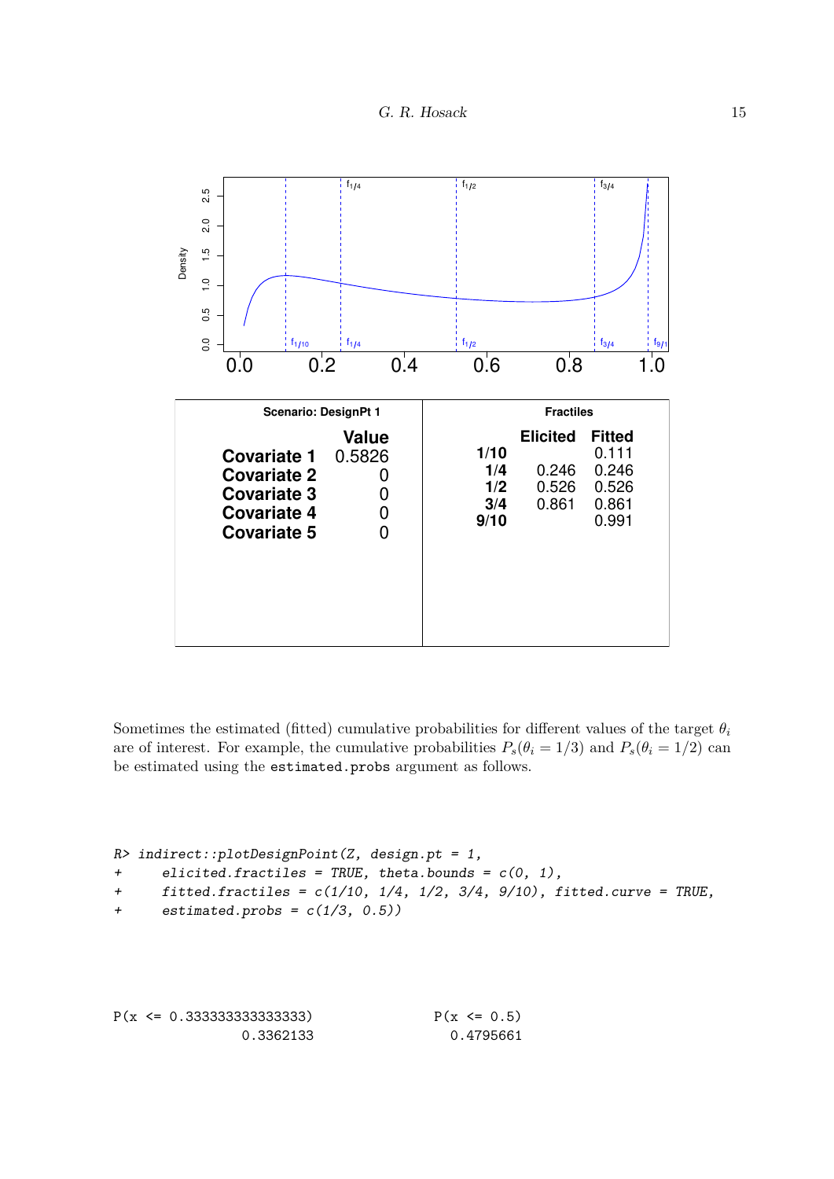Density

0.0 0.5 1.0 1.5 2.0 2.5

0.0 0.2 0.4 0.6 0.8 1.0

$f_{1/4}$ $f_{1/2}$ $f_{3/4}$

$f_{1/10}$ $f_{1/4}$ $f_{1/2}$ $f_{3/4}$ $f_{9/10}$

**Scenario: DesignPt 1**

| | Value |
|---|---|
| **Covariate 1** | 0.5826 |
| **Covariate 2** | 0 |
| **Covariate 3** | 0 |
| **Covariate 4** | 0 |
| **Covariate 5** | 0 |

**Fractiles**

| | Elicited | Fitted |
|---|---|---|
| **1/10** | | 0.111 |
| **1/4** | 0.246 | 0.246 |
| **1/2** | 0.526 | 0.526 |
| **3/4** | 0.861 | 0.861 |
| **9/10** | | 0.991 |

Sometimes the estimated (fitted) cumulative probabilities for different values of the target $\theta_i$ are of interest. For example, the cumulative probabilities $P_s(\theta_i = 1/3)$ and $P_s(\theta_i = 1/2)$ can be estimated using the `estimated.probs` argument as follows.

```
R> indirect::plotDesignPoint(Z, design.pt = 1,
+     elicited.fractiles = TRUE, theta.bounds = c(0, 1),
+     fitted.fractiles = c(1/10, 1/4, 1/2, 3/4, 9/10), fitted.curve = TRUE,
+     estimated.probs = c(1/3, 0.5))
```

```
P(x <= 0.333333333333333)                P(x <= 0.5)
               0.3362133                   0.4795661
```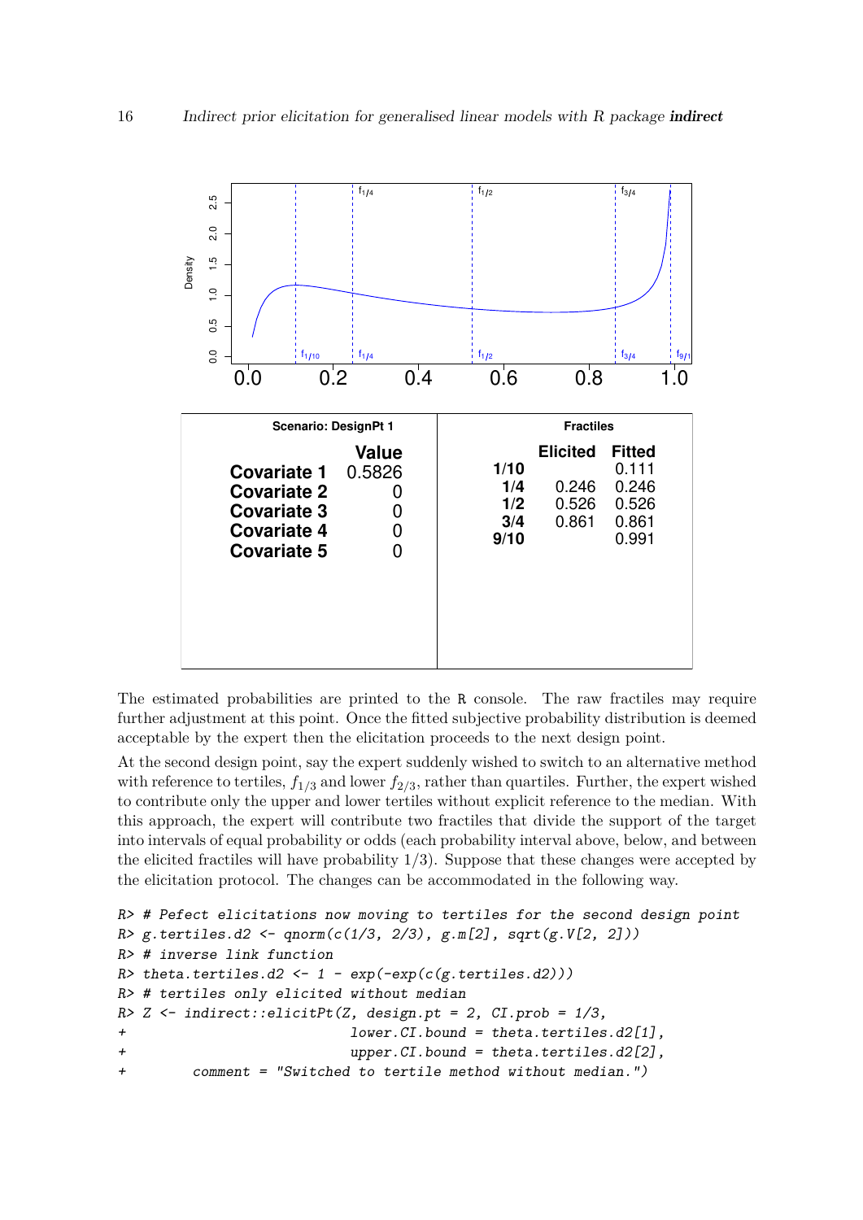Density

0.0 0.5 1.0 1.5 2.0 2.5

0.0 0.2 0.4 0.6 0.8 1.0

$f_{1/10}$ $f_{1/4}$ $f_{1/2}$ $f_{3/4}$ $f_{9/10}$

$f_{1/4}$ $f_{1/2}$ $f_{3/4}$

| Scenario: DesignPt 1 | | Fractiles | | |
|---|---|---|---|---|
| | **Value** | | **Elicited** | **Fitted** |
| **Covariate 1** | 0.5826 | **1/10** | | 0.111 |
| **Covariate 2** | 0 | **1/4** | 0.246 | 0.246 |
| **Covariate 3** | 0 | **1/2** | 0.526 | 0.526 |
| **Covariate 4** | 0 | **3/4** | 0.861 | 0.861 |
| **Covariate 5** | 0 | **9/10** | | 0.991 |

The estimated probabilities are printed to the R console. The raw fractiles may require further adjustment at this point. Once the fitted subjective probability distribution is deemed acceptable by the expert then the elicitation proceeds to the next design point.

At the second design point, say the expert suddenly wished to switch to an alternative method with reference to tertiles, $f_{1/3}$ and lower $f_{2/3}$, rather than quartiles. Further, the expert wished to contribute only the upper and lower tertiles without explicit reference to the median. With this approach, the expert will contribute two fractiles that divide the support of the target into intervals of equal probability or odds (each probability interval above, below, and between the elicited fractiles will have probability 1/3). Suppose that these changes were accepted by the elicitation protocol. The changes can be accommodated in the following way.

```
R> # Pefect elicitations now moving to tertiles for the second design point
R> g.tertiles.d2 <- qnorm(c(1/3, 2/3), g.m[2], sqrt(g.V[2, 2]))
R> # inverse link function
R> theta.tertiles.d2 <- 1 - exp(-exp(c(g.tertiles.d2)))
R> # tertiles only elicited without median
R> Z <- indirect::elicitPt(Z, design.pt = 2, CI.prob = 1/3,
+                          lower.CI.bound = theta.tertiles.d2[1],
+                          upper.CI.bound = theta.tertiles.d2[2],
+        comment = "Switched to tertile method without median.")
```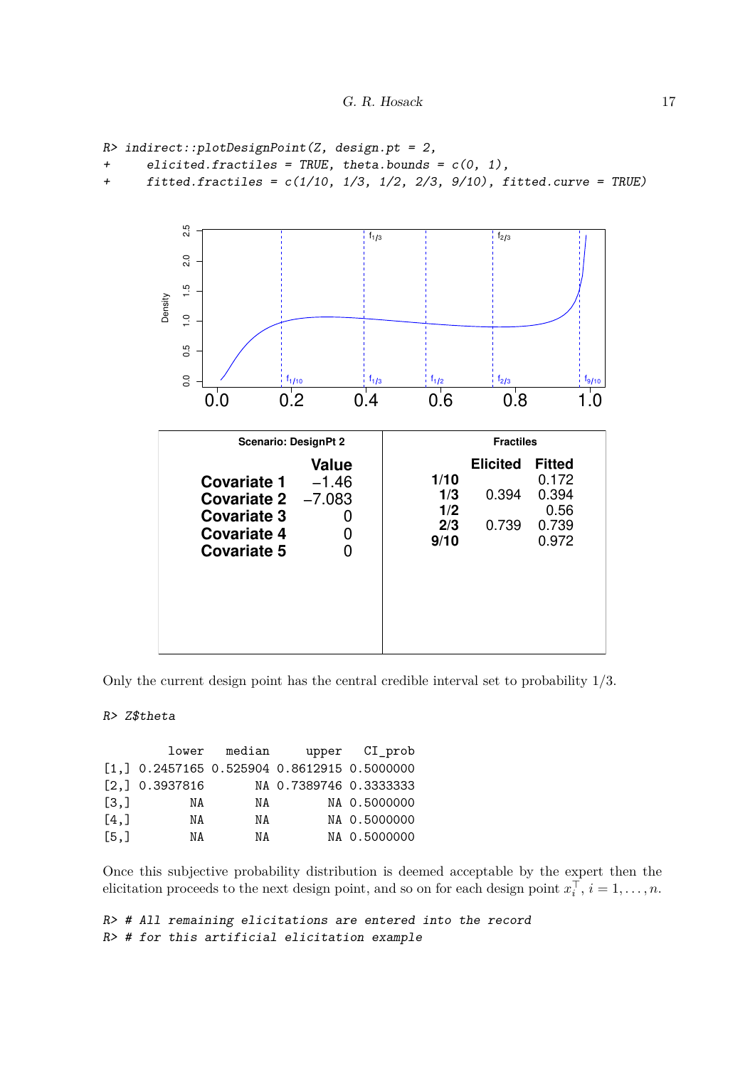```
R> indirect::plotDesignPoint(Z, design.pt = 2,
+     elicited.fractiles = TRUE, theta.bounds = c(0, 1),
+     fitted.fractiles = c(1/10, 1/3, 1/2, 2/3, 9/10), fitted.curve = TRUE)
```

Density

0.0 0.5 1.0 1.5 2.0 2.5

0.0 0.2 0.4 0.6 0.8 1.0

$f_{1/3}$ $f_{2/3}$

$f_{1/10}$ $f_{1/3}$ $f_{1/2}$ $f_{2/3}$ $f_{9/10}$

Scenario: DesignPt 2

| | Value |
|---|---|
| Covariate 1 | −1.46 |
| Covariate 2 | −7.083 |
| Covariate 3 | 0 |
| Covariate 4 | 0 |
| Covariate 5 | 0 |

Fractiles

| | Elicited | Fitted |
|---|---|---|
| 1/10 | | 0.172 |
| 1/3 | 0.394 | 0.394 |
| 1/2 | | 0.56 |
| 2/3 | 0.739 | 0.739 |
| 9/10 | | 0.972 |

Only the current design point has the central credible interval set to probability 1/3.

```
R> Z$theta

         lower   median     upper   CI_prob
[1,] 0.2457165 0.525904 0.8612915 0.5000000
[2,] 0.3937816       NA 0.7389746 0.3333333
[3,]        NA       NA        NA 0.5000000
[4,]        NA       NA        NA 0.5000000
[5,]        NA       NA        NA 0.5000000
```

Once this subjective probability distribution is deemed acceptable by the expert then the elicitation proceeds to the next design point, and so on for each design point $x_i^\top$, $i = 1, \dots, n$.

```
R> # All remaining elicitations are entered into the record
R> # for this artificial elicitation example
```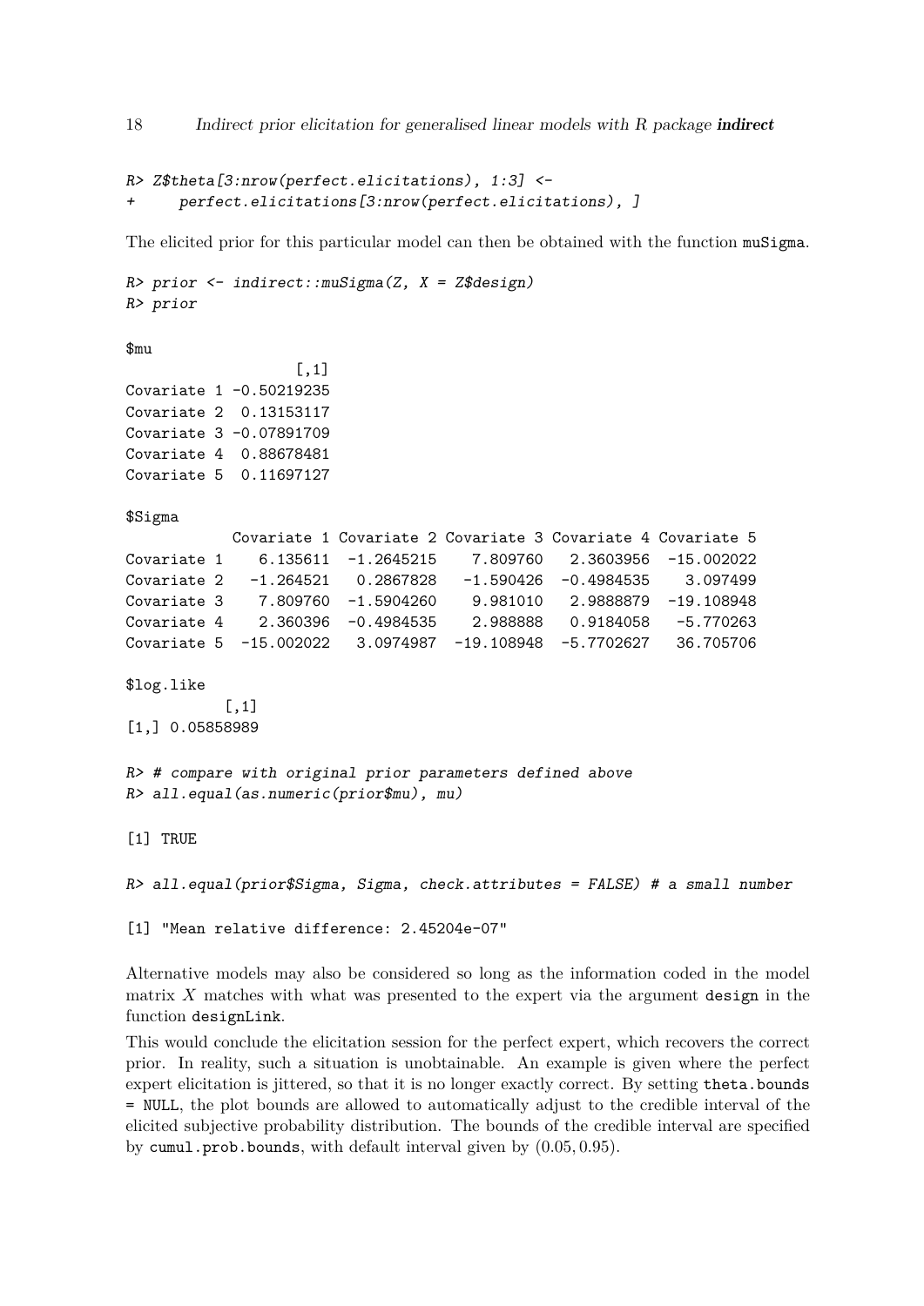```
R> Z$theta[3:nrow(perfect.elicitations), 1:3] <-
+     perfect.elicitations[3:nrow(perfect.elicitations), ]
```

The elicited prior for this particular model can then be obtained with the function `muSigma`.

```
R> prior <- indirect::muSigma(Z, X = Z$design)
R> prior

$mu
                  [,1]
Covariate 1 -0.50219235
Covariate 2  0.13153117
Covariate 3 -0.07891709
Covariate 4  0.88678481
Covariate 5  0.11697127

$Sigma
            Covariate 1 Covariate 2 Covariate 3 Covariate 4 Covariate 5
Covariate 1    6.135611  -1.2645215    7.809760   2.3603956  -15.002022
Covariate 2   -1.264521   0.2867828   -1.590426  -0.4984535    3.097499
Covariate 3    7.809760  -1.5904260    9.981010   2.9888879  -19.108948
Covariate 4    2.360396  -0.4984535    2.988888   0.9184058   -5.770263
Covariate 5  -15.002022   3.0974987  -19.108948  -5.7702627   36.705706

$log.like
           [,1]
[1,] 0.05858989

R> # compare with original prior parameters defined above
R> all.equal(as.numeric(prior$mu), mu)

[1] TRUE

R> all.equal(prior$Sigma, Sigma, check.attributes = FALSE) # a small number

[1] "Mean relative difference: 2.45204e-07"
```

Alternative models may also be considered so long as the information coded in the model matrix $X$ matches with what was presented to the expert via the argument `design` in the function `designLink`.

This would conclude the elicitation session for the perfect expert, which recovers the correct prior. In reality, such a situation is unobtainable. An example is given where the perfect expert elicitation is jittered, so that it is no longer exactly correct. By setting `theta.bounds = NULL`, the plot bounds are allowed to automatically adjust to the credible interval of the elicited subjective probability distribution. The bounds of the credible interval are specified by `cumul.prob.bounds`, with default interval given by $(0.05, 0.95)$.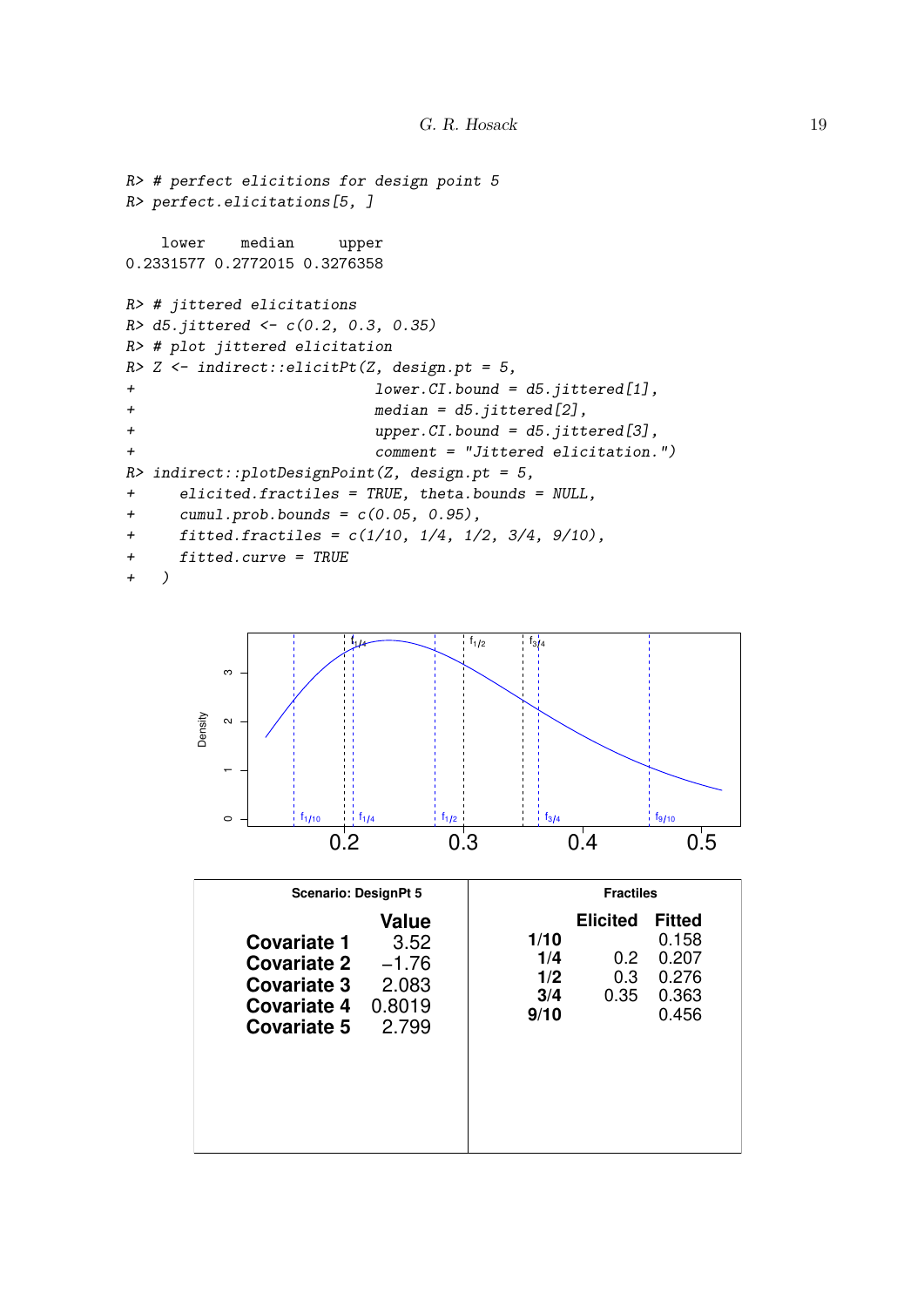```
R> # perfect elicitions for design point 5
R> perfect.elicitations[5, ]

    lower    median     upper
0.2331577 0.2772015 0.3276358

R> # jittered elicitations
R> d5.jittered <- c(0.2, 0.3, 0.35)
R> # plot jittered elicitation
R> Z <- indirect::elicitPt(Z, design.pt = 5,
+                          lower.CI.bound = d5.jittered[1],
+                          median = d5.jittered[2],
+                          upper.CI.bound = d5.jittered[3],
+                          comment = "Jittered elicitation.")
R> indirect::plotDesignPoint(Z, design.pt = 5,
+     elicited.fractiles = TRUE, theta.bounds = NULL,
+     cumul.prob.bounds = c(0.05, 0.95),
+     fitted.fractiles = c(1/10, 1/4, 1/2, 3/4, 9/10),
+     fitted.curve = TRUE
+   )
```

Density

0
1
2
3

0.2
0.3
0.4
0.5

$f_{1/4}$ $f_{1/2}$ $f_{3/4}$

$f_{1/10}$ $f_{1/4}$ $f_{1/2}$ $f_{3/4}$ $f_{9/10}$

**Scenario: DesignPt 5**

| | Value |
|---|---|
| **Covariate 1** | 3.52 |
| **Covariate 2** | −1.76 |
| **Covariate 3** | 2.083 |
| **Covariate 4** | 0.8019 |
| **Covariate 5** | 2.799 |

**Fractiles**

| | Elicited | Fitted |
|---|---|---|
| **1/10** | | 0.158 |
| **1/4** | 0.2 | 0.207 |
| **1/2** | 0.3 | 0.276 |
| **3/4** | 0.35 | 0.363 |
| **9/10** | | 0.456 |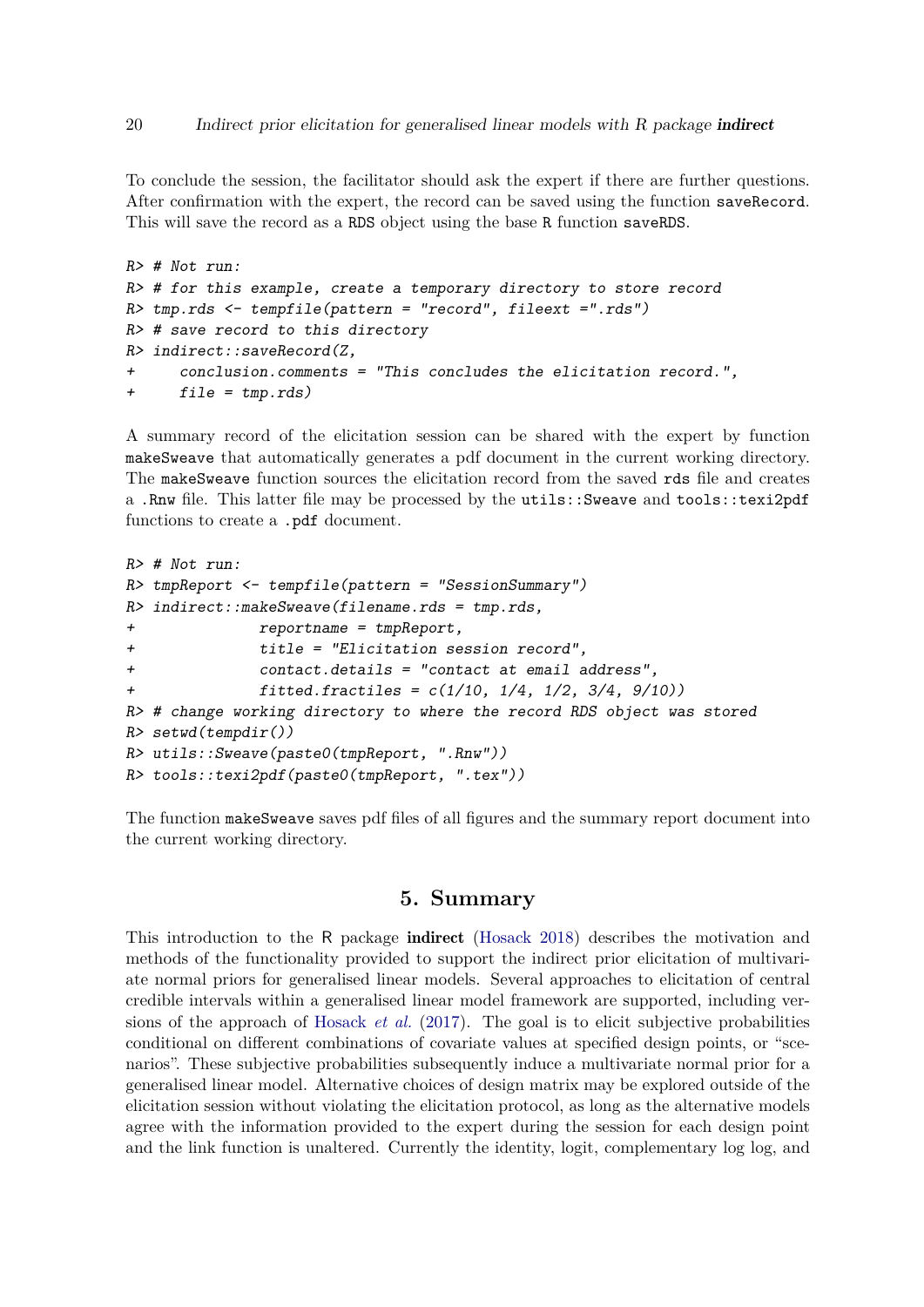To conclude the session, the facilitator should ask the expert if there are further questions. After confirmation with the expert, the record can be saved using the function `saveRecord`. This will save the record as a `RDS` object using the base `R` function `saveRDS`.

```
R> # Not run:
R> # for this example, create a temporary directory to store record
R> tmp.rds <- tempfile(pattern = "record", fileext =".rds")
R> # save record to this directory
R> indirect::saveRecord(Z,
+     conclusion.comments = "This concludes the elicitation record.",
+     file = tmp.rds)
```

A summary record of the elicitation session can be shared with the expert by function `makeSweave` that automatically generates a pdf document in the current working directory. The `makeSweave` function sources the elicitation record from the saved `rds` file and creates a `.Rnw` file. This latter file may be processed by the `utils::Sweave` and `tools::texi2pdf` functions to create a `.pdf` document.

```
R> # Not run:
R> tmpReport <- tempfile(pattern = "SessionSummary")
R> indirect::makeSweave(filename.rds = tmp.rds,
+             reportname = tmpReport,
+             title = "Elicitation session record",
+             contact.details = "contact at email address",
+             fitted.fractiles = c(1/10, 1/4, 1/2, 3/4, 9/10))
R> # change working directory to where the record RDS object was stored
R> setwd(tempdir())
R> utils::Sweave(paste0(tmpReport, ".Rnw"))
R> tools::texi2pdf(paste0(tmpReport, ".tex"))
```

The function `makeSweave` saves pdf files of all figures and the summary report document into the current working directory.

## 5. Summary

This introduction to the R package **indirect** (Hosack 2018) describes the motivation and methods of the functionality provided to support the indirect prior elicitation of multivariate normal priors for generalised linear models. Several approaches to elicitation of central credible intervals within a generalised linear model framework are supported, including versions of the approach of Hosack *et al.* (2017). The goal is to elicit subjective probabilities conditional on different combinations of covariate values at specified design points, or "scenarios". These subjective probabilities subsequently induce a multivariate normal prior for a generalised linear model. Alternative choices of design matrix may be explored outside of the elicitation session without violating the elicitation protocol, as long as the alternative models agree with the information provided to the expert during the session for each design point and the link function is unaltered. Currently the identity, logit, complementary log log, and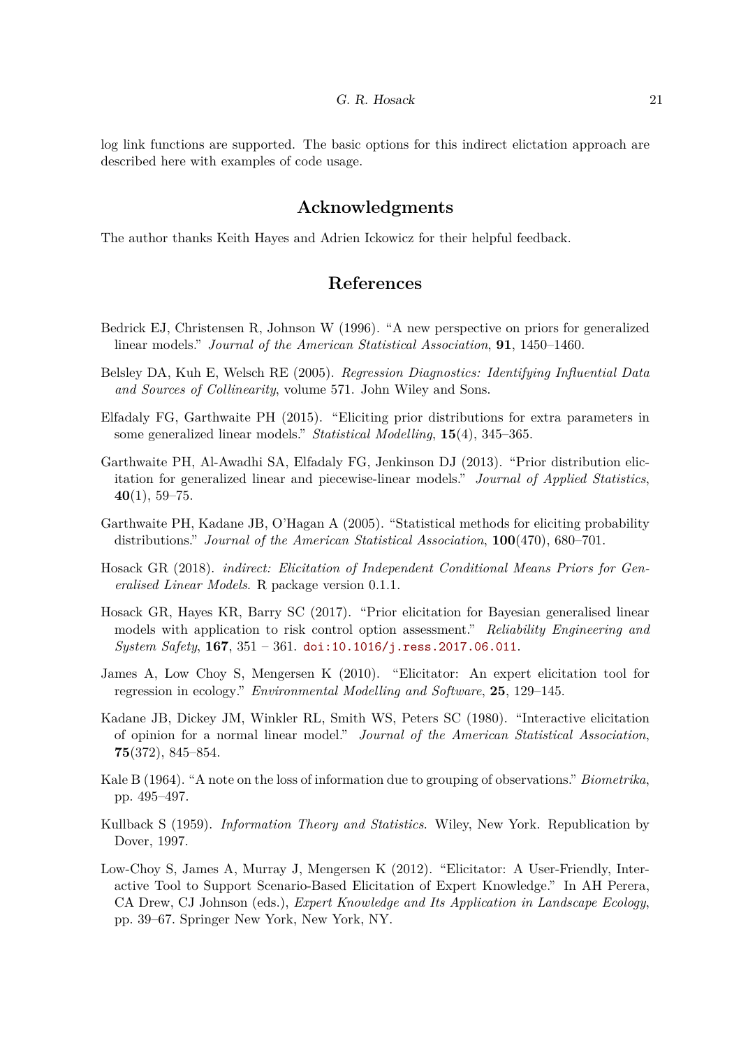log link functions are supported. The basic options for this indirect elictation approach are described here with examples of code usage.

## Acknowledgments

The author thanks Keith Hayes and Adrien Ickowicz for their helpful feedback.

## References

Bedrick EJ, Christensen R, Johnson W (1996). "A new perspective on priors for generalized linear models." *Journal of the American Statistical Association*, **91**, 1450–1460.

Belsley DA, Kuh E, Welsch RE (2005). *Regression Diagnostics: Identifying Influential Data and Sources of Collinearity*, volume 571. John Wiley and Sons.

Elfadaly FG, Garthwaite PH (2015). "Eliciting prior distributions for extra parameters in some generalized linear models." *Statistical Modelling*, **15**(4), 345–365.

Garthwaite PH, Al-Awadhi SA, Elfadaly FG, Jenkinson DJ (2013). "Prior distribution elicitation for generalized linear and piecewise-linear models." *Journal of Applied Statistics*, **40**(1), 59–75.

Garthwaite PH, Kadane JB, O'Hagan A (2005). "Statistical methods for eliciting probability distributions." *Journal of the American Statistical Association*, **100**(470), 680–701.

Hosack GR (2018). *indirect: Elicitation of Independent Conditional Means Priors for Generalised Linear Models*. R package version 0.1.1.

Hosack GR, Hayes KR, Barry SC (2017). "Prior elicitation for Bayesian generalised linear models with application to risk control option assessment." *Reliability Engineering and System Safety*, **167**, 351 – 361. doi:10.1016/j.ress.2017.06.011.

James A, Low Choy S, Mengersen K (2010). "Elicitator: An expert elicitation tool for regression in ecology." *Environmental Modelling and Software*, **25**, 129–145.

Kadane JB, Dickey JM, Winkler RL, Smith WS, Peters SC (1980). "Interactive elicitation of opinion for a normal linear model." *Journal of the American Statistical Association*, **75**(372), 845–854.

Kale B (1964). "A note on the loss of information due to grouping of observations." *Biometrika*, pp. 495–497.

Kullback S (1959). *Information Theory and Statistics*. Wiley, New York. Republication by Dover, 1997.

Low-Choy S, James A, Murray J, Mengersen K (2012). "Elicitator: A User-Friendly, Interactive Tool to Support Scenario-Based Elicitation of Expert Knowledge." In AH Perera, CA Drew, CJ Johnson (eds.), *Expert Knowledge and Its Application in Landscape Ecology*, pp. 39–67. Springer New York, New York, NY.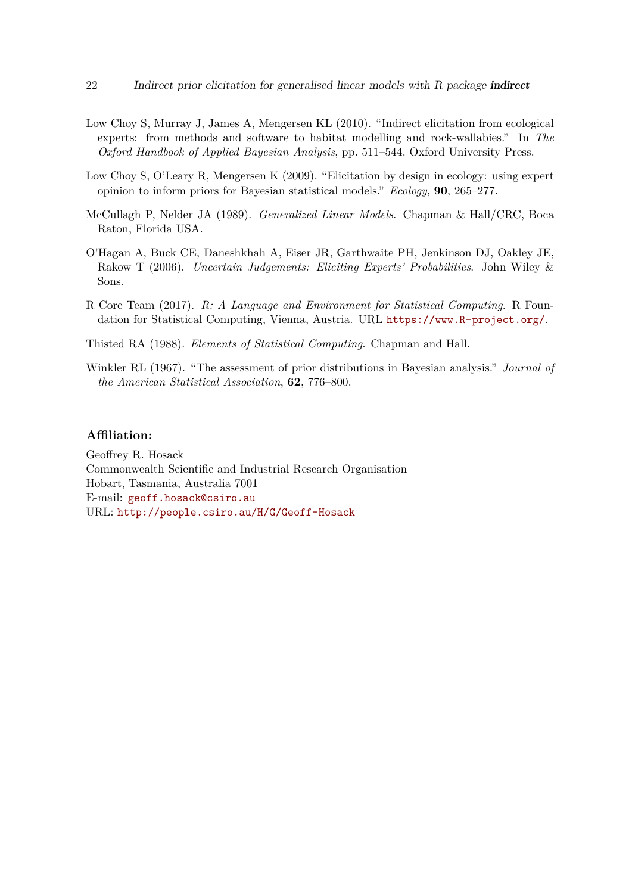Low Choy S, Murray J, James A, Mengersen KL (2010). "Indirect elicitation from ecological experts: from methods and software to habitat modelling and rock-wallabies." In *The Oxford Handbook of Applied Bayesian Analysis*, pp. 511–544. Oxford University Press.

Low Choy S, O'Leary R, Mengersen K (2009). "Elicitation by design in ecology: using expert opinion to inform priors for Bayesian statistical models." *Ecology*, **90**, 265–277.

McCullagh P, Nelder JA (1989). *Generalized Linear Models*. Chapman & Hall/CRC, Boca Raton, Florida USA.

O'Hagan A, Buck CE, Daneshkhah A, Eiser JR, Garthwaite PH, Jenkinson DJ, Oakley JE, Rakow T (2006). *Uncertain Judgements: Eliciting Experts' Probabilities*. John Wiley & Sons.

R Core Team (2017). *R: A Language and Environment for Statistical Computing*. R Foundation for Statistical Computing, Vienna, Austria. URL https://www.R-project.org/.

Thisted RA (1988). *Elements of Statistical Computing*. Chapman and Hall.

Winkler RL (1967). "The assessment of prior distributions in Bayesian analysis." *Journal of the American Statistical Association*, **62**, 776–800.

### Affiliation:

Geoffrey R. Hosack
Commonwealth Scientific and Industrial Research Organisation
Hobart, Tasmania, Australia 7001
E-mail: geoff.hosack@csiro.au
URL: http://people.csiro.au/H/G/Geoff-Hosack